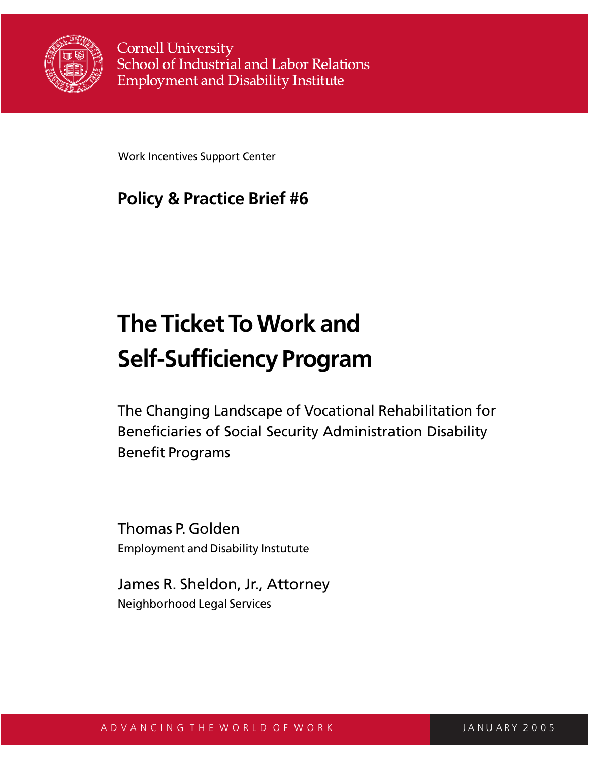Cornell University
School of Industrial and Labor Relations
Employment and Disability Institute

Work Incentives Support Center

**Policy & Practice Brief #6**

# The Ticket To Work and Self-Sufficiency Program

The Changing Landscape of Vocational Rehabilitation for Beneficiaries of Social Security Administration Disability Benefit Programs

Thomas P. Golden
Employment and Disability Instutute

James R. Sheldon, Jr., Attorney
Neighborhood Legal Services

ADVANCING THE WORLD OF WORK

JANUARY 2005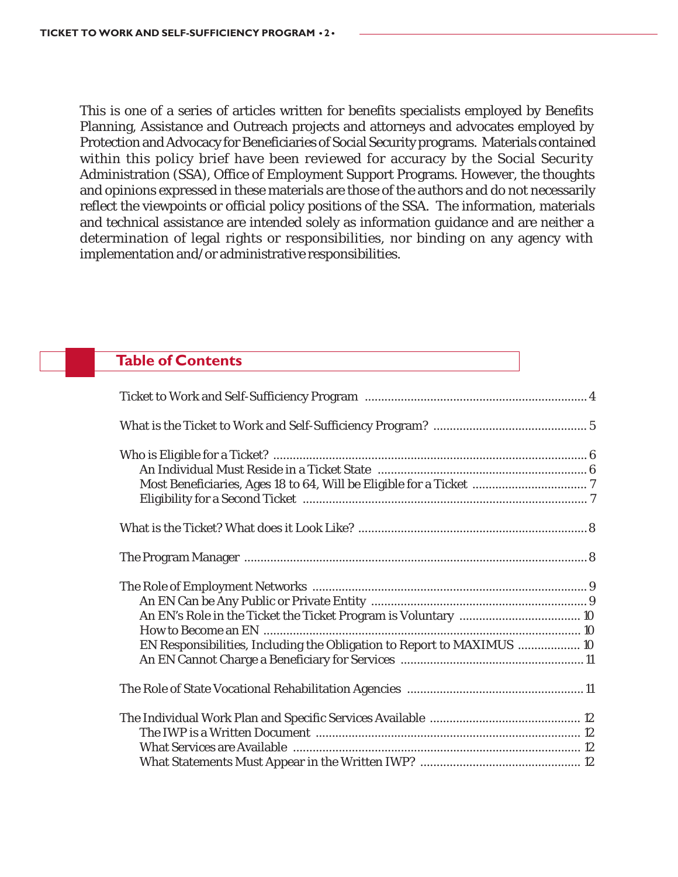This is one of a series of articles written for benefits specialists employed by Benefits Planning, Assistance and Outreach projects and attorneys and advocates employed by Protection and Advocacy for Beneficiaries of Social Security programs. Materials contained within this policy brief have been reviewed for accuracy by the Social Security Administration (SSA), Office of Employment Support Programs. However, the thoughts and opinions expressed in these materials are those of the authors and do not necessarily reflect the viewpoints or official policy positions of the SSA. The information, materials and technical assistance are intended solely as information guidance and are neither a determination of legal rights or responsibilities, nor binding on any agency with implementation and/or administrative responsibilities.

## Table of Contents

Ticket to Work and Self-Sufficiency Program .................... 4

What is the Ticket to Work and Self-Sufficiency Program? .................... 5

Who is Eligible for a Ticket? .................... 6
- An Individual Must Reside in a Ticket State .................... 6
- Most Beneficiaries, Ages 18 to 64, Will be Eligible for a Ticket .................... 7
- Eligibility for a Second Ticket .................... 7

What is the Ticket? What does it Look Like? .................... 8

The Program Manager .................... 8

The Role of Employment Networks .................... 9
- An EN Can be Any Public or Private Entity .................... 9
- An EN's Role in the Ticket the Ticket Program is Voluntary .................... 10
- How to Become an EN .................... 10
- EN Responsibilities, Including the Obligation to Report to MAXIMUS .................... 10
- An EN Cannot Charge a Beneficiary for Services .................... 11

The Role of State Vocational Rehabilitation Agencies .................... 11

The Individual Work Plan and Specific Services Available .................... 12
- The IWP is a Written Document .................... 12
- What Services are Available .................... 12
- What Statements Must Appear in the Written IWP? .................... 12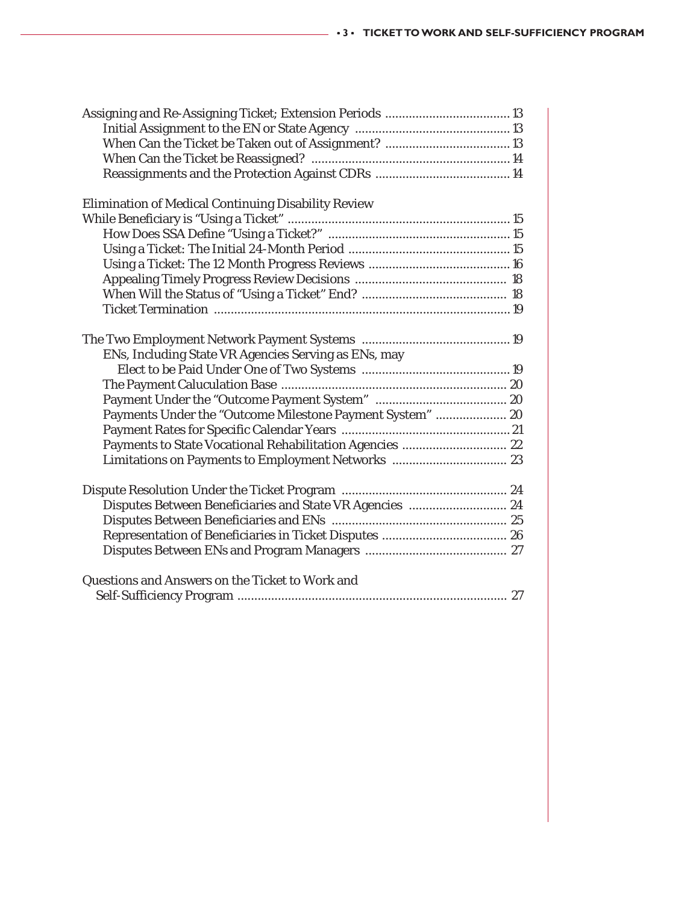Assigning and Re-Assigning Ticket; Extension Periods ..................................... 13
- Initial Assignment to the EN or State Agency .............................................. 13
- When Can the Ticket be Taken out of Assignment? ..................................... 13
- When Can the Ticket be Reassigned? ........................................................... 14
- Reassignments and the Protection Against CDRs ........................................ 14

Elimination of Medical Continuing Disability Review While Beneficiary is "Using a Ticket" .................................................................. 15
- How Does SSA Define "Using a Ticket?" ...................................................... 15
- Using a Ticket: The Initial 24-Month Period ................................................ 15
- Using a Ticket: The 12 Month Progress Reviews .......................................... 16
- Appealing Timely Progress Review Decisions ............................................. 18
- When Will the Status of "Using a Ticket" End? ........................................... 18
- Ticket Termination ........................................................................................ 19

The Two Employment Network Payment Systems ............................................ 19
- ENs, Including State VR Agencies Serving as ENs, may Elect to be Paid Under One of Two Systems ............................................ 19
- The Payment Caluculation Base .................................................................... 20
- Payment Under the "Outcome Payment System" ....................................... 20
- Payments Under the "Outcome Milestone Payment System" ..................... 20
- Payment Rates for Specific Calendar Years .................................................. 21
- Payments to State Vocational Rehabilitation Agencies ............................... 22
- Limitations on Payments to Employment Networks .................................. 23

Dispute Resolution Under the Ticket Program ................................................. 24
- Disputes Between Beneficiaries and State VR Agencies ............................. 24
- Disputes Between Beneficiaries and ENs .................................................... 25
- Representation of Beneficiaries in Ticket Disputes ..................................... 26
- Disputes Between ENs and Program Managers .......................................... 27

Questions and Answers on the Ticket to Work and Self-Sufficiency Program ................................................................................. 27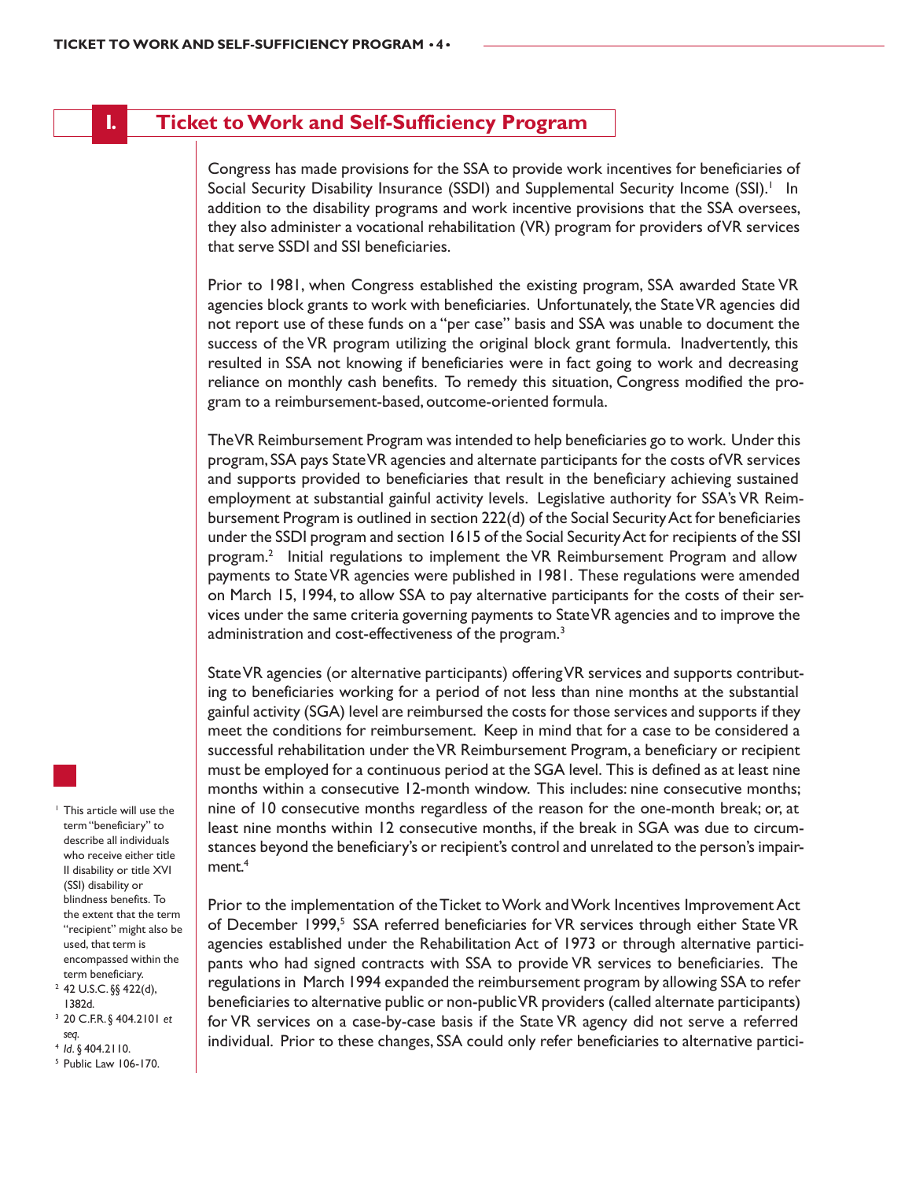# I. Ticket to Work and Self-Sufficiency Program

Congress has made provisions for the SSA to provide work incentives for beneficiaries of Social Security Disability Insurance (SSDI) and Supplemental Security Income (SSI).[1] In addition to the disability programs and work incentive provisions that the SSA oversees, they also administer a vocational rehabilitation (VR) program for providers of VR services that serve SSDI and SSI beneficiaries.

Prior to 1981, when Congress established the existing program, SSA awarded State VR agencies block grants to work with beneficiaries. Unfortunately, the State VR agencies did not report use of these funds on a "per case" basis and SSA was unable to document the success of the VR program utilizing the original block grant formula. Inadvertently, this resulted in SSA not knowing if beneficiaries were in fact going to work and decreasing reliance on monthly cash benefits. To remedy this situation, Congress modified the program to a reimbursement-based, outcome-oriented formula.

The VR Reimbursement Program was intended to help beneficiaries go to work. Under this program, SSA pays State VR agencies and alternate participants for the costs of VR services and supports provided to beneficiaries that result in the beneficiary achieving sustained employment at substantial gainful activity levels. Legislative authority for SSA's VR Reimbursement Program is outlined in section 222(d) of the Social Security Act for beneficiaries under the SSDI program and section 1615 of the Social Security Act for recipients of the SSI program.[2] Initial regulations to implement the VR Reimbursement Program and allow payments to State VR agencies were published in 1981. These regulations were amended on March 15, 1994, to allow SSA to pay alternative participants for the costs of their services under the same criteria governing payments to State VR agencies and to improve the administration and cost-effectiveness of the program.[3]

State VR agencies (or alternative participants) offering VR services and supports contributing to beneficiaries working for a period of not less than nine months at the substantial gainful activity (SGA) level are reimbursed the costs for those services and supports if they meet the conditions for reimbursement. Keep in mind that for a case to be considered a successful rehabilitation under the VR Reimbursement Program, a beneficiary or recipient must be employed for a continuous period at the SGA level. This is defined as at least nine months within a consecutive 12-month window. This includes: nine consecutive months; nine of 10 consecutive months regardless of the reason for the one-month break; or, at least nine months within 12 consecutive months, if the break in SGA was due to circumstances beyond the beneficiary's or recipient's control and unrelated to the person's impairment.[4]

Prior to the implementation of the Ticket to Work and Work Incentives Improvement Act of December 1999,[5] SSA referred beneficiaries for VR services through either State VR agencies established under the Rehabilitation Act of 1973 or through alternative participants who had signed contracts with SSA to provide VR services to beneficiaries. The regulations in March 1994 expanded the reimbursement program by allowing SSA to refer beneficiaries to alternative public or non-public VR providers (called alternate participants) for VR services on a case-by-case basis if the State VR agency did not serve a referred individual. Prior to these changes, SSA could only refer beneficiaries to alternative partici-

---

[1] This article will use the term "beneficiary" to describe all individuals who receive either title II disability or title XVI (SSI) disability or blindness benefits. To the extent that the term "recipient" might also be used, that term is encompassed within the term beneficiary.

[2] 42 U.S.C. §§ 422(d), 1382d.

[3] 20 C.F.R. § 404.2101 *et seq.*

[4] *Id.* § 404.2110.

[5] Public Law 106-170.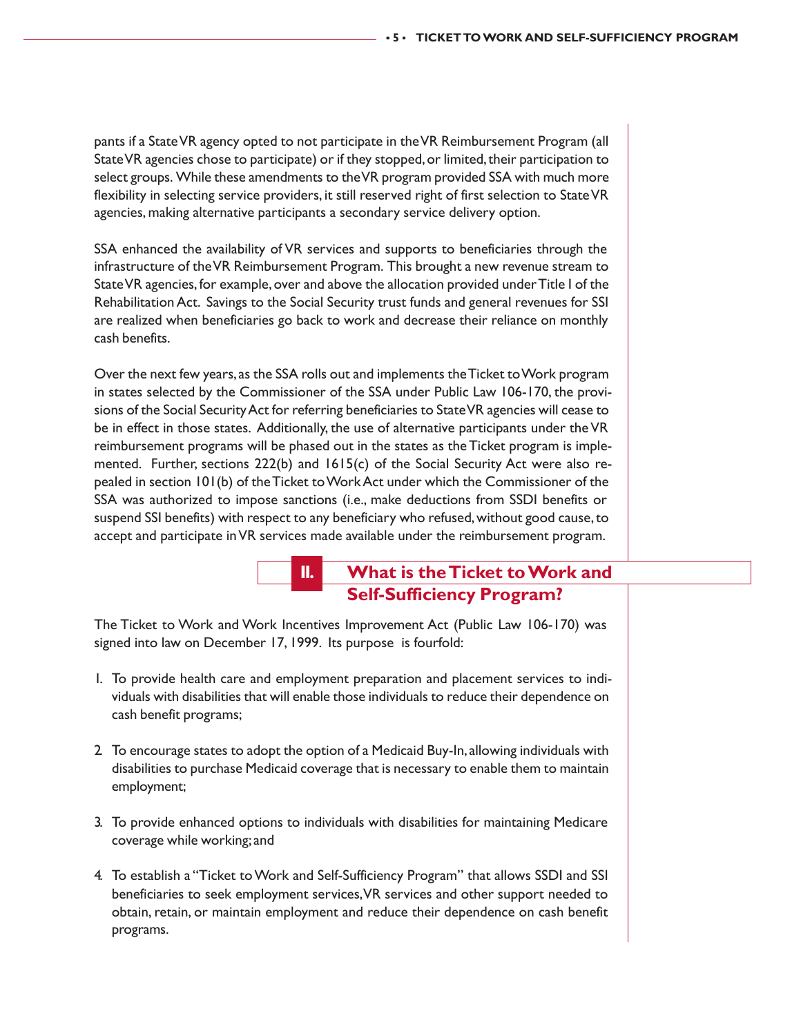pants if a State VR agency opted to not participate in the VR Reimbursement Program (all State VR agencies chose to participate) or if they stopped, or limited, their participation to select groups. While these amendments to the VR program provided SSA with much more flexibility in selecting service providers, it still reserved right of first selection to State VR agencies, making alternative participants a secondary service delivery option.

SSA enhanced the availability of VR services and supports to beneficiaries through the infrastructure of the VR Reimbursement Program. This brought a new revenue stream to State VR agencies, for example, over and above the allocation provided under Title I of the Rehabilitation Act. Savings to the Social Security trust funds and general revenues for SSI are realized when beneficiaries go back to work and decrease their reliance on monthly cash benefits.

Over the next few years, as the SSA rolls out and implements the Ticket to Work program in states selected by the Commissioner of the SSA under Public Law 106-170, the provisions of the Social Security Act for referring beneficiaries to State VR agencies will cease to be in effect in those states. Additionally, the use of alternative participants under the VR reimbursement programs will be phased out in the states as the Ticket program is implemented. Further, sections 222(b) and 1615(c) of the Social Security Act were also repealed in section 101(b) of the Ticket to Work Act under which the Commissioner of the SSA was authorized to impose sanctions (i.e., make deductions from SSDI benefits or suspend SSI benefits) with respect to any beneficiary who refused, without good cause, to accept and participate in VR services made available under the reimbursement program.

## II. What is the Ticket to Work and Self-Sufficiency Program?

The Ticket to Work and Work Incentives Improvement Act (Public Law 106-170) was signed into law on December 17, 1999. Its purpose is fourfold:

1. To provide health care and employment preparation and placement services to individuals with disabilities that will enable those individuals to reduce their dependence on cash benefit programs;

2. To encourage states to adopt the option of a Medicaid Buy-In, allowing individuals with disabilities to purchase Medicaid coverage that is necessary to enable them to maintain employment;

3. To provide enhanced options to individuals with disabilities for maintaining Medicare coverage while working; and

4. To establish a "Ticket to Work and Self-Sufficiency Program" that allows SSDI and SSI beneficiaries to seek employment services, VR services and other support needed to obtain, retain, or maintain employment and reduce their dependence on cash benefit programs.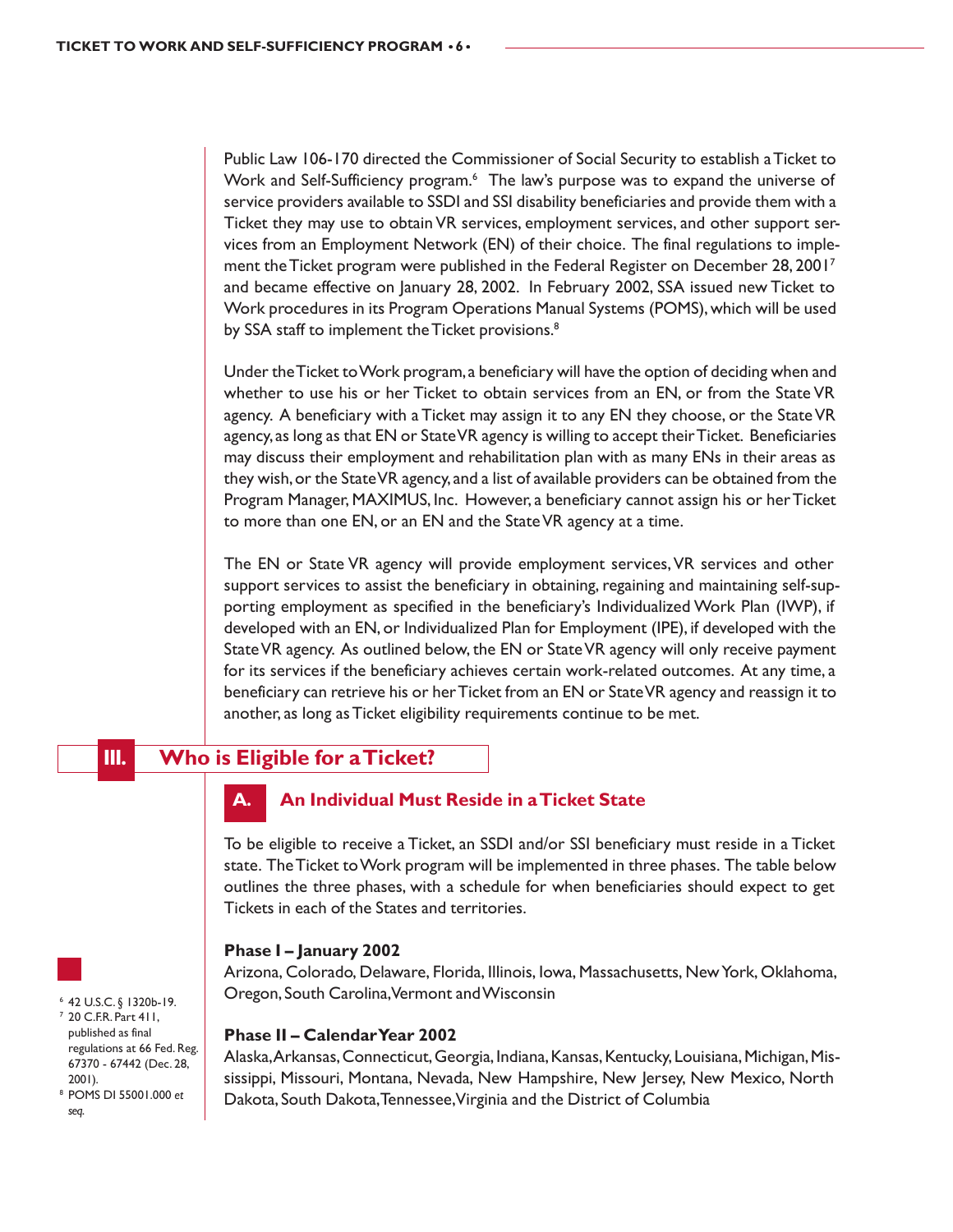Public Law 106-170 directed the Commissioner of Social Security to establish a Ticket to Work and Self-Sufficiency program.[6] The law's purpose was to expand the universe of service providers available to SSDI and SSI disability beneficiaries and provide them with a Ticket they may use to obtain VR services, employment services, and other support services from an Employment Network (EN) of their choice. The final regulations to implement the Ticket program were published in the Federal Register on December 28, 2001[7] and became effective on January 28, 2002. In February 2002, SSA issued new Ticket to Work procedures in its Program Operations Manual Systems (POMS), which will be used by SSA staff to implement the Ticket provisions.[8]

Under the Ticket to Work program, a beneficiary will have the option of deciding when and whether to use his or her Ticket to obtain services from an EN, or from the State VR agency. A beneficiary with a Ticket may assign it to any EN they choose, or the State VR agency, as long as that EN or State VR agency is willing to accept their Ticket. Beneficiaries may discuss their employment and rehabilitation plan with as many ENs in their areas as they wish, or the State VR agency, and a list of available providers can be obtained from the Program Manager, MAXIMUS, Inc. However, a beneficiary cannot assign his or her Ticket to more than one EN, or an EN and the State VR agency at a time.

The EN or State VR agency will provide employment services, VR services and other support services to assist the beneficiary in obtaining, regaining and maintaining self-supporting employment as specified in the beneficiary's Individualized Work Plan (IWP), if developed with an EN, or Individualized Plan for Employment (IPE), if developed with the State VR agency. As outlined below, the EN or State VR agency will only receive payment for its services if the beneficiary achieves certain work-related outcomes. At any time, a beneficiary can retrieve his or her Ticket from an EN or State VR agency and reassign it to another, as long as Ticket eligibility requirements continue to be met.

## III. Who is Eligible for a Ticket?

### A. An Individual Must Reside in a Ticket State

To be eligible to receive a Ticket, an SSDI and/or SSI beneficiary must reside in a Ticket state. The Ticket to Work program will be implemented in three phases. The table below outlines the three phases, with a schedule for when beneficiaries should expect to get Tickets in each of the States and territories.

**Phase I – January 2002**
Arizona, Colorado, Delaware, Florida, Illinois, Iowa, Massachusetts, New York, Oklahoma, Oregon, South Carolina, Vermont and Wisconsin

**Phase II – Calendar Year 2002**
Alaska, Arkansas, Connecticut, Georgia, Indiana, Kansas, Kentucky, Louisiana, Michigan, Mississippi, Missouri, Montana, Nevada, New Hampshire, New Jersey, New Mexico, North Dakota, South Dakota, Tennessee, Virginia and the District of Columbia

---

[6] 42 U.S.C. § 1320b-19.

[7] 20 C.F.R. Part 411, published as final regulations at 66 Fed. Reg. 67370 - 67442 (Dec. 28, 2001).

[8] POMS DI 55001.000 *et seq.*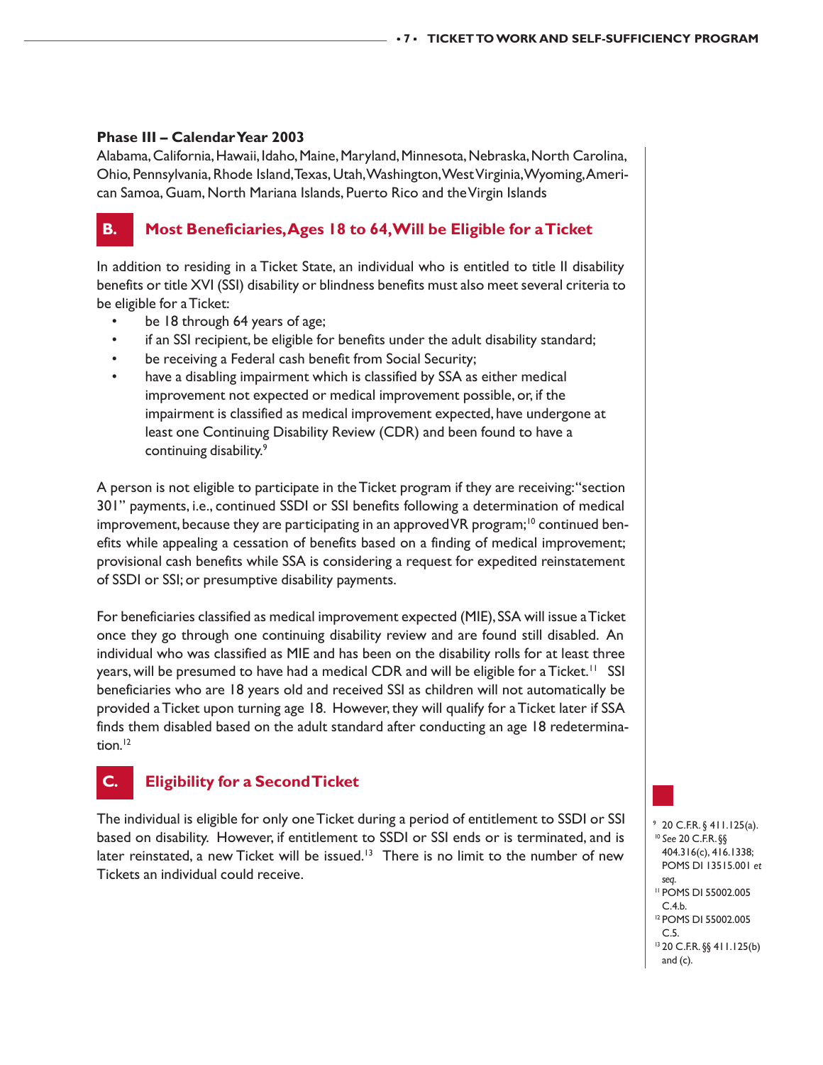**Phase III – Calendar Year 2003**

Alabama, California, Hawaii, Idaho, Maine, Maryland, Minnesota, Nebraska, North Carolina, Ohio, Pennsylvania, Rhode Island, Texas, Utah, Washington, West Virginia, Wyoming, American Samoa, Guam, North Mariana Islands, Puerto Rico and the Virgin Islands

## B. Most Beneficiaries, Ages 18 to 64, Will be Eligible for a Ticket

In addition to residing in a Ticket State, an individual who is entitled to title II disability benefits or title XVI (SSI) disability or blindness benefits must also meet several criteria to be eligible for a Ticket:

- be 18 through 64 years of age;
- if an SSI recipient, be eligible for benefits under the adult disability standard;
- be receiving a Federal cash benefit from Social Security;
- have a disabling impairment which is classified by SSA as either medical improvement not expected or medical improvement possible, or, if the impairment is classified as medical improvement expected, have undergone at least one Continuing Disability Review (CDR) and been found to have a continuing disability.[9]

A person is not eligible to participate in the Ticket program if they are receiving: "section 301" payments, i.e., continued SSDI or SSI benefits following a determination of medical improvement, because they are participating in an approved VR program;[10] continued benefits while appealing a cessation of benefits based on a finding of medical improvement; provisional cash benefits while SSA is considering a request for expedited reinstatement of SSDI or SSI; or presumptive disability payments.

For beneficiaries classified as medical improvement expected (MIE), SSA will issue a Ticket once they go through one continuing disability review and are found still disabled. An individual who was classified as MIE and has been on the disability rolls for at least three years, will be presumed to have had a medical CDR and will be eligible for a Ticket.[11] SSI beneficiaries who are 18 years old and received SSI as children will not automatically be provided a Ticket upon turning age 18. However, they will qualify for a Ticket later if SSA finds them disabled based on the adult standard after conducting an age 18 redetermination.[12]

## C. Eligibility for a Second Ticket

The individual is eligible for only one Ticket during a period of entitlement to SSDI or SSI based on disability. However, if entitlement to SSDI or SSI ends or is terminated, and is later reinstated, a new Ticket will be issued.[13] There is no limit to the number of new Tickets an individual could receive.

---

[9] 20 C.F.R. § 411.125(a).
[10] *See* 20 C.F.R. §§ 404.316(c), 416.1338; POMS DI 13515.001 *et seq.*
[11] POMS DI 55002.005 C.4.b.
[12] POMS DI 55002.005 C.5.
[13] 20 C.F.R. §§ 411.125(b) and (c).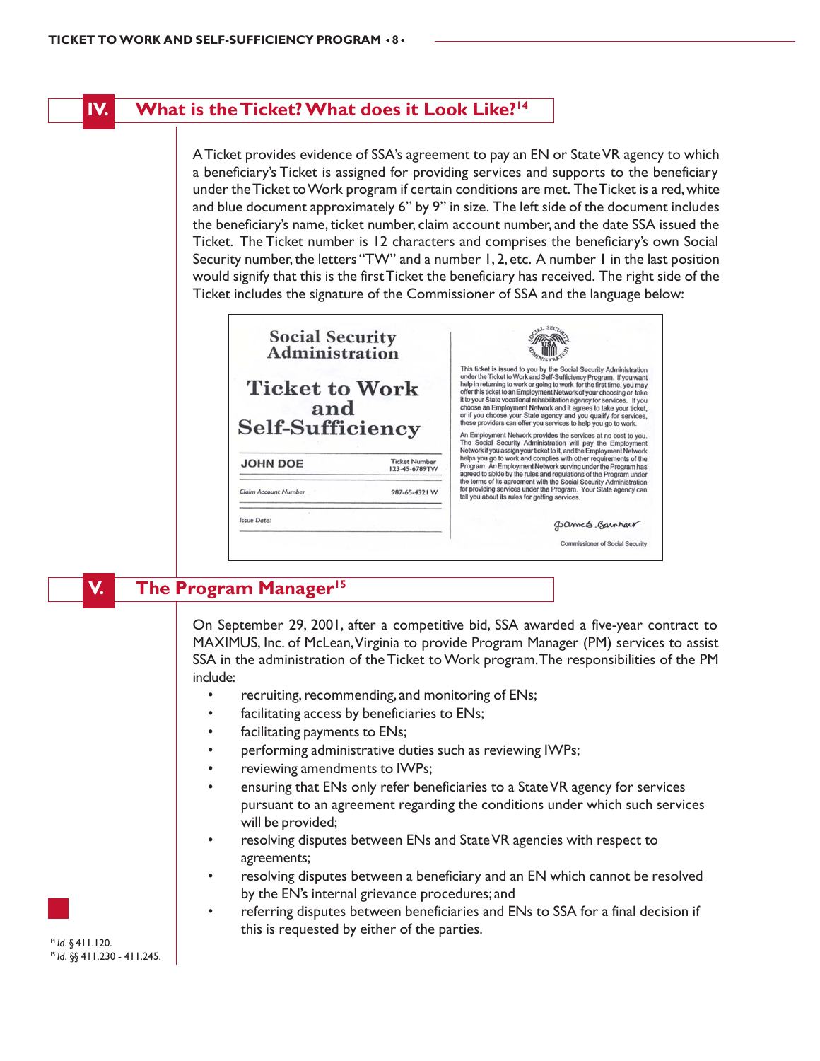## IV. What is the Ticket? What does it Look Like?[14]

A Ticket provides evidence of SSA's agreement to pay an EN or State VR agency to which a beneficiary's Ticket is assigned for providing services and supports to the beneficiary under the Ticket to Work program if certain conditions are met. The Ticket is a red, white and blue document approximately 6" by 9" in size. The left side of the document includes the beneficiary's name, ticket number, claim account number, and the date SSA issued the Ticket. The Ticket number is 12 characters and comprises the beneficiary's own Social Security number, the letters "TW" and a number 1, 2, etc. A number 1 in the last position would signify that this is the first Ticket the beneficiary has received. The right side of the Ticket includes the signature of the Commissioner of SSA and the language below:

Social Security Administration

Ticket to Work and Self-Sufficiency

JOHN DOE — Ticket Number 123-45-6789TW

Claim Account Number — 987-65-4321 W

Issue Date:

This ticket is issued to you by the Social Security Administration under the Ticket to Work and Self-Sufficiency Program. If you want help in returning to work or going to work for the first time, you may offer this ticket to an Employment Network of your choosing or take it to your State vocational rehabilitation agency for services. If you choose an Employment Network and it agrees to take your ticket, or if you choose your State agency and you qualify for services, these providers can offer you services to help you go to work.

An Employment Network provides the services at no cost to you. The Social Security Administration will pay the Employment Network if you assign your ticket to it, and the Employment Network helps you go to work and complies with other requirements of the Program. An Employment Network serving under the Program has agreed to abide by the rules and regulations of the Program under the terms of its agreement with the Social Security Administration for providing services under the Program. Your State agency can tell you about its rules for getting services.

Commissioner of Social Security

## V. The Program Manager[15]

On September 29, 2001, after a competitive bid, SSA awarded a five-year contract to MAXIMUS, Inc. of McLean, Virginia to provide Program Manager (PM) services to assist SSA in the administration of the Ticket to Work program. The responsibilities of the PM include:

- recruiting, recommending, and monitoring of ENs;
- facilitating access by beneficiaries to ENs;
- facilitating payments to ENs;
- performing administrative duties such as reviewing IWPs;
- reviewing amendments to IWPs;
- ensuring that ENs only refer beneficiaries to a State VR agency for services pursuant to an agreement regarding the conditions under which such services will be provided;
- resolving disputes between ENs and State VR agencies with respect to agreements;
- resolving disputes between a beneficiary and an EN which cannot be resolved by the EN's internal grievance procedures; and
- referring disputes between beneficiaries and ENs to SSA for a final decision if this is requested by either of the parties.

[14] *Id.* § 411.120.
[15] *Id.* §§ 411.230 - 411.245.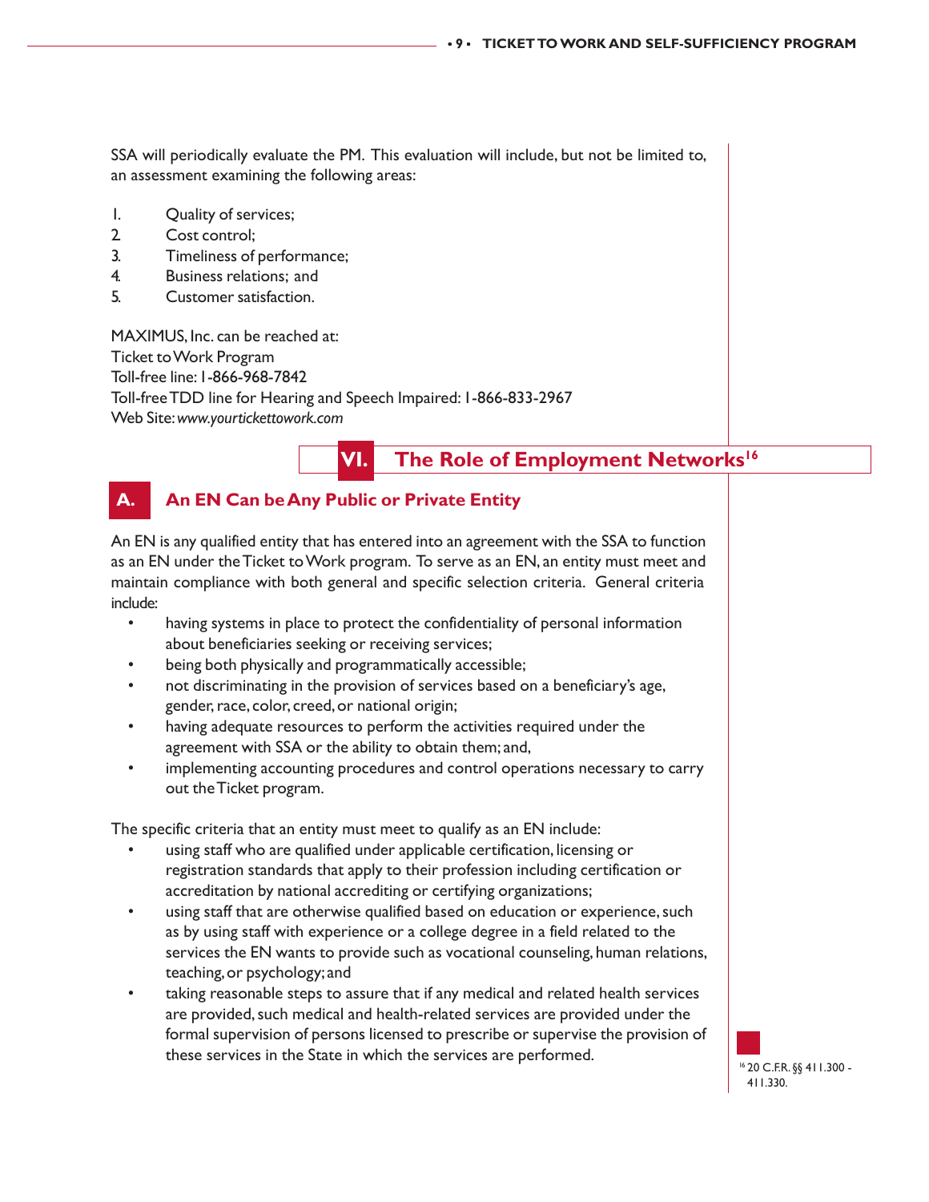SSA will periodically evaluate the PM. This evaluation will include, but not be limited to, an assessment examining the following areas:

1. Quality of services;
2. Cost control;
3. Timeliness of performance;
4. Business relations; and
5. Customer satisfaction.

MAXIMUS, Inc. can be reached at:
Ticket to Work Program
Toll-free line: 1-866-968-7842
Toll-free TDD line for Hearing and Speech Impaired: 1-866-833-2967
Web Site: *www.yourtickettowork.com*

## VI. The Role of Employment Networks[16]

### A. An EN Can be Any Public or Private Entity

An EN is any qualified entity that has entered into an agreement with the SSA to function as an EN under the Ticket to Work program. To serve as an EN, an entity must meet and maintain compliance with both general and specific selection criteria. General criteria include:

- having systems in place to protect the confidentiality of personal information about beneficiaries seeking or receiving services;
- being both physically and programmatically accessible;
- not discriminating in the provision of services based on a beneficiary's age, gender, race, color, creed, or national origin;
- having adequate resources to perform the activities required under the agreement with SSA or the ability to obtain them; and,
- implementing accounting procedures and control operations necessary to carry out the Ticket program.

The specific criteria that an entity must meet to qualify as an EN include:

- using staff who are qualified under applicable certification, licensing or registration standards that apply to their profession including certification or accreditation by national accrediting or certifying organizations;
- using staff that are otherwise qualified based on education or experience, such as by using staff with experience or a college degree in a field related to the services the EN wants to provide such as vocational counseling, human relations, teaching, or psychology; and
- taking reasonable steps to assure that if any medical and related health services are provided, such medical and health-related services are provided under the formal supervision of persons licensed to prescribe or supervise the provision of these services in the State in which the services are performed.

[16] 20 C.F.R. §§ 411.300 - 411.330.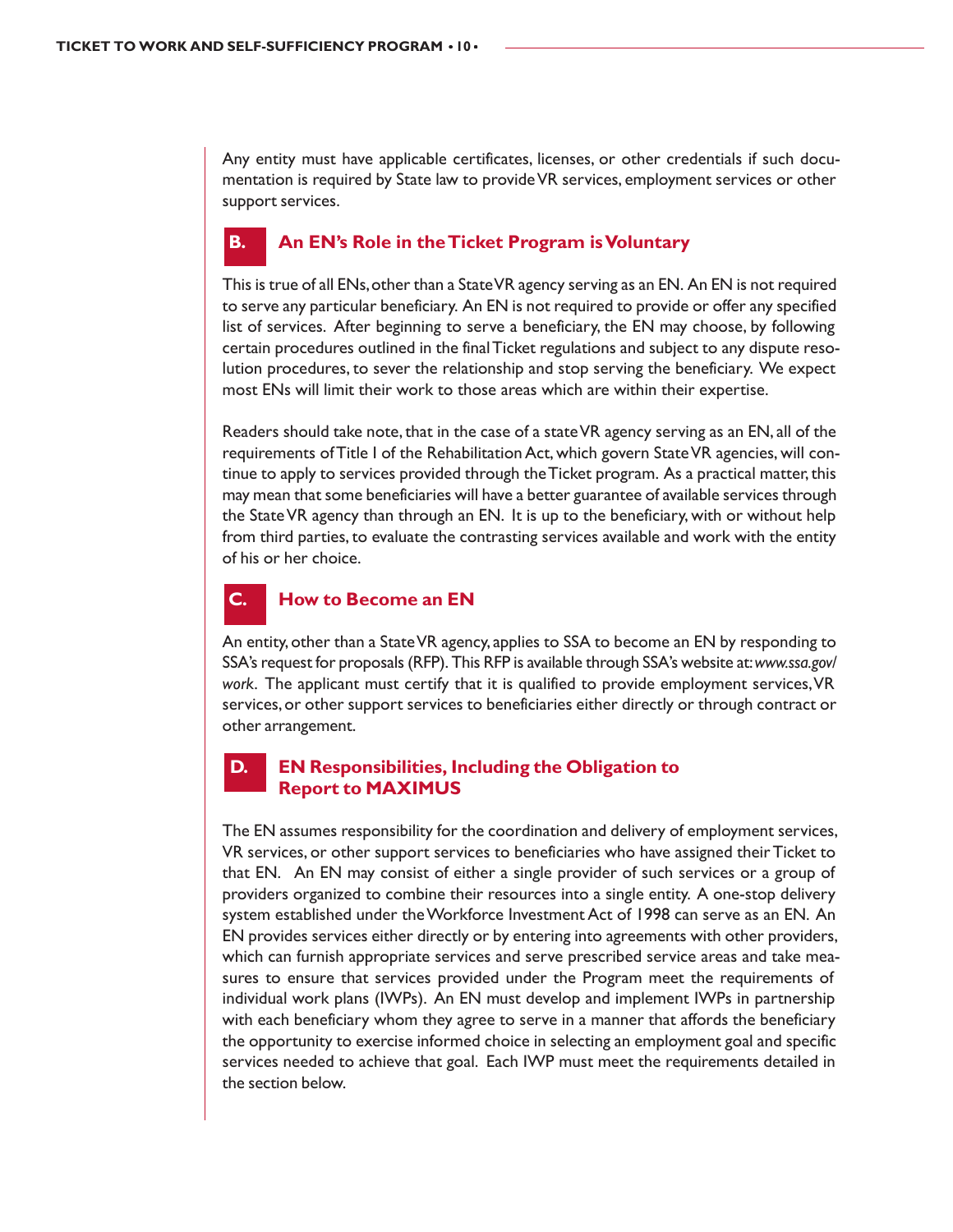Any entity must have applicable certificates, licenses, or other credentials if such documentation is required by State law to provide VR services, employment services or other support services.

## B. An EN's Role in the Ticket Program is Voluntary

This is true of all ENs, other than a State VR agency serving as an EN. An EN is not required to serve any particular beneficiary. An EN is not required to provide or offer any specified list of services. After beginning to serve a beneficiary, the EN may choose, by following certain procedures outlined in the final Ticket regulations and subject to any dispute resolution procedures, to sever the relationship and stop serving the beneficiary. We expect most ENs will limit their work to those areas which are within their expertise.

Readers should take note, that in the case of a state VR agency serving as an EN, all of the requirements of Title I of the Rehabilitation Act, which govern State VR agencies, will continue to apply to services provided through the Ticket program. As a practical matter, this may mean that some beneficiaries will have a better guarantee of available services through the State VR agency than through an EN. It is up to the beneficiary, with or without help from third parties, to evaluate the contrasting services available and work with the entity of his or her choice.

## C. How to Become an EN

An entity, other than a State VR agency, applies to SSA to become an EN by responding to SSA's request for proposals (RFP). This RFP is available through SSA's website at: *www.ssa.gov/work*. The applicant must certify that it is qualified to provide employment services, VR services, or other support services to beneficiaries either directly or through contract or other arrangement.

## D. EN Responsibilities, Including the Obligation to Report to MAXIMUS

The EN assumes responsibility for the coordination and delivery of employment services, VR services, or other support services to beneficiaries who have assigned their Ticket to that EN. An EN may consist of either a single provider of such services or a group of providers organized to combine their resources into a single entity. A one-stop delivery system established under the Workforce Investment Act of 1998 can serve as an EN. An EN provides services either directly or by entering into agreements with other providers, which can furnish appropriate services and serve prescribed service areas and take measures to ensure that services provided under the Program meet the requirements of individual work plans (IWPs). An EN must develop and implement IWPs in partnership with each beneficiary whom they agree to serve in a manner that affords the beneficiary the opportunity to exercise informed choice in selecting an employment goal and specific services needed to achieve that goal. Each IWP must meet the requirements detailed in the section below.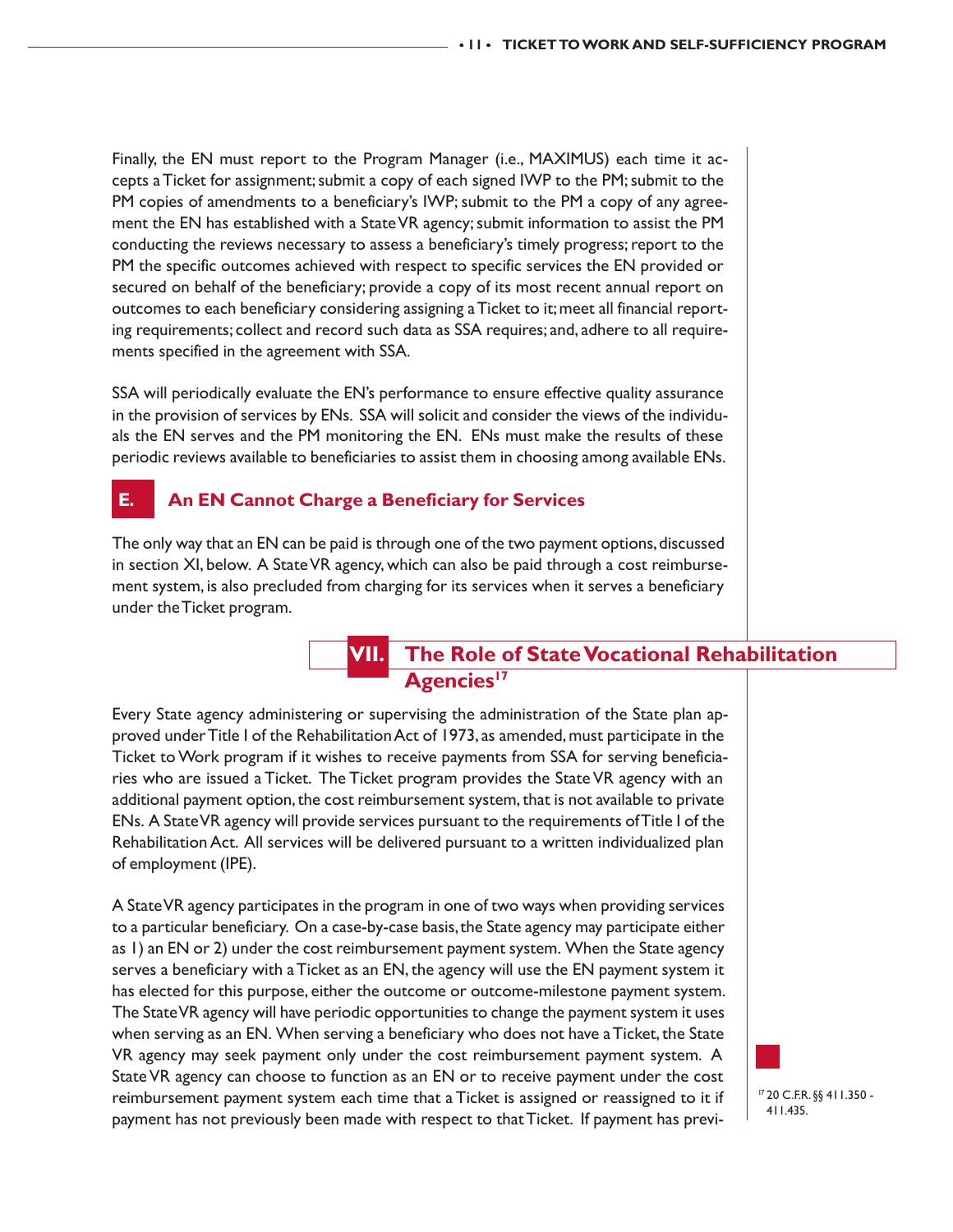Finally, the EN must report to the Program Manager (i.e., MAXIMUS) each time it accepts a Ticket for assignment; submit a copy of each signed IWP to the PM; submit to the PM copies of amendments to a beneficiary's IWP; submit to the PM a copy of any agreement the EN has established with a State VR agency; submit information to assist the PM conducting the reviews necessary to assess a beneficiary's timely progress; report to the PM the specific outcomes achieved with respect to specific services the EN provided or secured on behalf of the beneficiary; provide a copy of its most recent annual report on outcomes to each beneficiary considering assigning a Ticket to it; meet all financial reporting requirements; collect and record such data as SSA requires; and, adhere to all requirements specified in the agreement with SSA.

SSA will periodically evaluate the EN's performance to ensure effective quality assurance in the provision of services by ENs. SSA will solicit and consider the views of the individuals the EN serves and the PM monitoring the EN. ENs must make the results of these periodic reviews available to beneficiaries to assist them in choosing among available ENs.

### E. An EN Cannot Charge a Beneficiary for Services

The only way that an EN can be paid is through one of the two payment options, discussed in section XI, below. A State VR agency, which can also be paid through a cost reimbursement system, is also precluded from charging for its services when it serves a beneficiary under the Ticket program.

## VII. The Role of State Vocational Rehabilitation Agencies[17]

Every State agency administering or supervising the administration of the State plan approved under Title I of the Rehabilitation Act of 1973, as amended, must participate in the Ticket to Work program if it wishes to receive payments from SSA for serving beneficiaries who are issued a Ticket. The Ticket program provides the State VR agency with an additional payment option, the cost reimbursement system, that is not available to private ENs. A State VR agency will provide services pursuant to the requirements of Title I of the Rehabilitation Act. All services will be delivered pursuant to a written individualized plan of employment (IPE).

A State VR agency participates in the program in one of two ways when providing services to a particular beneficiary. On a case-by-case basis, the State agency may participate either as 1) an EN or 2) under the cost reimbursement payment system. When the State agency serves a beneficiary with a Ticket as an EN, the agency will use the EN payment system it has elected for this purpose, either the outcome or outcome-milestone payment system. The State VR agency will have periodic opportunities to change the payment system it uses when serving as an EN. When serving a beneficiary who does not have a Ticket, the State VR agency may seek payment only under the cost reimbursement payment system. A State VR agency can choose to function as an EN or to receive payment under the cost reimbursement payment system each time that a Ticket is assigned or reassigned to it if payment has not previously been made with respect to that Ticket. If payment has previ-

[17] 20 C.F.R. §§ 411.350 - 411.435.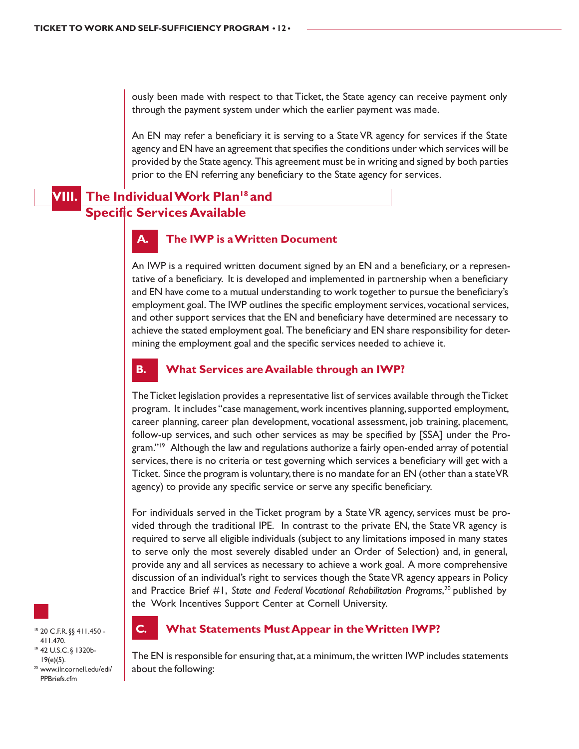ously been made with respect to that Ticket, the State agency can receive payment only through the payment system under which the earlier payment was made.

An EN may refer a beneficiary it is serving to a State VR agency for services if the State agency and EN have an agreement that specifies the conditions under which services will be provided by the State agency. This agreement must be in writing and signed by both parties prior to the EN referring any beneficiary to the State agency for services.

## VIII. The Individual Work Plan[18] and Specific Services Available

### A. The IWP is a Written Document

An IWP is a required written document signed by an EN and a beneficiary, or a representative of a beneficiary. It is developed and implemented in partnership when a beneficiary and EN have come to a mutual understanding to work together to pursue the beneficiary's employment goal. The IWP outlines the specific employment services, vocational services, and other support services that the EN and beneficiary have determined are necessary to achieve the stated employment goal. The beneficiary and EN share responsibility for determining the employment goal and the specific services needed to achieve it.

### B. What Services are Available through an IWP?

The Ticket legislation provides a representative list of services available through the Ticket program. It includes "case management, work incentives planning, supported employment, career planning, career plan development, vocational assessment, job training, placement, follow-up services, and such other services as may be specified by [SSA] under the Program."[19] Although the law and regulations authorize a fairly open-ended array of potential services, there is no criteria or test governing which services a beneficiary will get with a Ticket. Since the program is voluntary, there is no mandate for an EN (other than a state VR agency) to provide any specific service or serve any specific beneficiary.

For individuals served in the Ticket program by a State VR agency, services must be provided through the traditional IPE. In contrast to the private EN, the State VR agency is required to serve all eligible individuals (subject to any limitations imposed in many states to serve only the most severely disabled under an Order of Selection) and, in general, provide any and all services as necessary to achieve a work goal. A more comprehensive discussion of an individual's right to services though the State VR agency appears in Policy and Practice Brief #1, *State and Federal Vocational Rehabilitation Programs*,[20] published by the Work Incentives Support Center at Cornell University.

### C. What Statements Must Appear in the Written IWP?

The EN is responsible for ensuring that, at a minimum, the written IWP includes statements about the following:

---

[18] 20 C.F.R. §§ 411.450 - 411.470.

[19] 42 U.S.C. § 1320b-19(e)(5).

[20] www.ilr.cornell.edu/edi/PPBriefs.cfm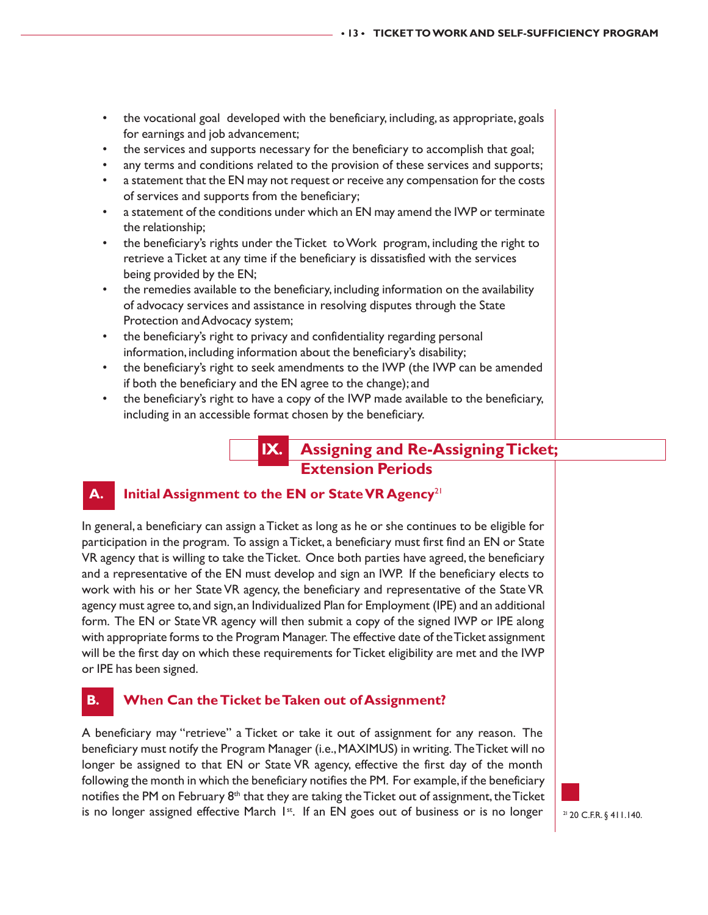- the vocational goal developed with the beneficiary, including, as appropriate, goals for earnings and job advancement;
- the services and supports necessary for the beneficiary to accomplish that goal;
- any terms and conditions related to the provision of these services and supports;
- a statement that the EN may not request or receive any compensation for the costs of services and supports from the beneficiary;
- a statement of the conditions under which an EN may amend the IWP or terminate the relationship;
- the beneficiary's rights under the Ticket to Work program, including the right to retrieve a Ticket at any time if the beneficiary is dissatisfied with the services being provided by the EN;
- the remedies available to the beneficiary, including information on the availability of advocacy services and assistance in resolving disputes through the State Protection and Advocacy system;
- the beneficiary's right to privacy and confidentiality regarding personal information, including information about the beneficiary's disability;
- the beneficiary's right to seek amendments to the IWP (the IWP can be amended if both the beneficiary and the EN agree to the change); and
- the beneficiary's right to have a copy of the IWP made available to the beneficiary, including in an accessible format chosen by the beneficiary.

# IX. Assigning and Re-Assigning Ticket; Extension Periods

## A. Initial Assignment to the EN or State VR Agency[21]

In general, a beneficiary can assign a Ticket as long as he or she continues to be eligible for participation in the program. To assign a Ticket, a beneficiary must first find an EN or State VR agency that is willing to take the Ticket. Once both parties have agreed, the beneficiary and a representative of the EN must develop and sign an IWP. If the beneficiary elects to work with his or her State VR agency, the beneficiary and representative of the State VR agency must agree to, and sign, an Individualized Plan for Employment (IPE) and an additional form. The EN or State VR agency will then submit a copy of the signed IWP or IPE along with appropriate forms to the Program Manager. The effective date of the Ticket assignment will be the first day on which these requirements for Ticket eligibility are met and the IWP or IPE has been signed.

## B. When Can the Ticket be Taken out of Assignment?

A beneficiary may "retrieve" a Ticket or take it out of assignment for any reason. The beneficiary must notify the Program Manager (i.e., MAXIMUS) in writing. The Ticket will no longer be assigned to that EN or State VR agency, effective the first day of the month following the month in which the beneficiary notifies the PM. For example, if the beneficiary notifies the PM on February 8th that they are taking the Ticket out of assignment, the Ticket is no longer assigned effective March 1st. If an EN goes out of business or is no longer

[21] 20 C.F.R. § 411.140.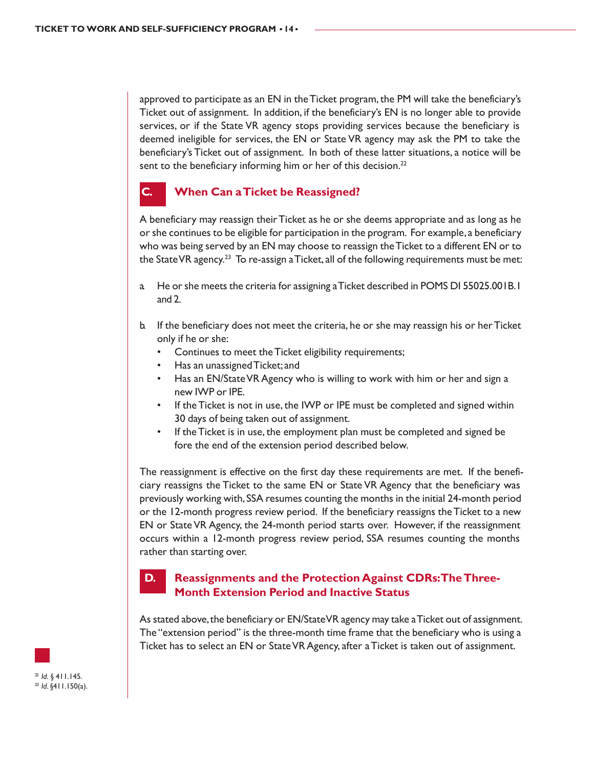approved to participate as an EN in the Ticket program, the PM will take the beneficiary's Ticket out of assignment. In addition, if the beneficiary's EN is no longer able to provide services, or if the State VR agency stops providing services because the beneficiary is deemed ineligible for services, the EN or State VR agency may ask the PM to take the beneficiary's Ticket out of assignment. In both of these latter situations, a notice will be sent to the beneficiary informing him or her of this decision.[22]

## C. When Can a Ticket be Reassigned?

A beneficiary may reassign their Ticket as he or she deems appropriate and as long as he or she continues to be eligible for participation in the program. For example, a beneficiary who was being served by an EN may choose to reassign the Ticket to a different EN or to the State VR agency.[23] To re-assign a Ticket, all of the following requirements must be met:

a. He or she meets the criteria for assigning a Ticket described in POMS DI 55025.001B.1 and 2.

b. If the beneficiary does not meet the criteria, he or she may reassign his or her Ticket only if he or she:
   - Continues to meet the Ticket eligibility requirements;
   - Has an unassigned Ticket; and
   - Has an EN/State VR Agency who is willing to work with him or her and sign a new IWP or IPE.
   - If the Ticket is not in use, the IWP or IPE must be completed and signed within 30 days of being taken out of assignment.
   - If the Ticket is in use, the employment plan must be completed and signed be fore the end of the extension period described below.

The reassignment is effective on the first day these requirements are met. If the beneficiary reassigns the Ticket to the same EN or State VR Agency that the beneficiary was previously working with, SSA resumes counting the months in the initial 24-month period or the 12-month progress review period. If the beneficiary reassigns the Ticket to a new EN or State VR Agency, the 24-month period starts over. However, if the reassignment occurs within a 12-month progress review period, SSA resumes counting the months rather than starting over.

## D. Reassignments and the Protection Against CDRs: The Three-Month Extension Period and Inactive Status

As stated above, the beneficiary or EN/State VR agency may take a Ticket out of assignment. The "extension period" is the three-month time frame that the beneficiary who is using a Ticket has to select an EN or State VR Agency, after a Ticket is taken out of assignment.

[22] *Id.* § 411.145.
[23] *Id.* §411.150(a).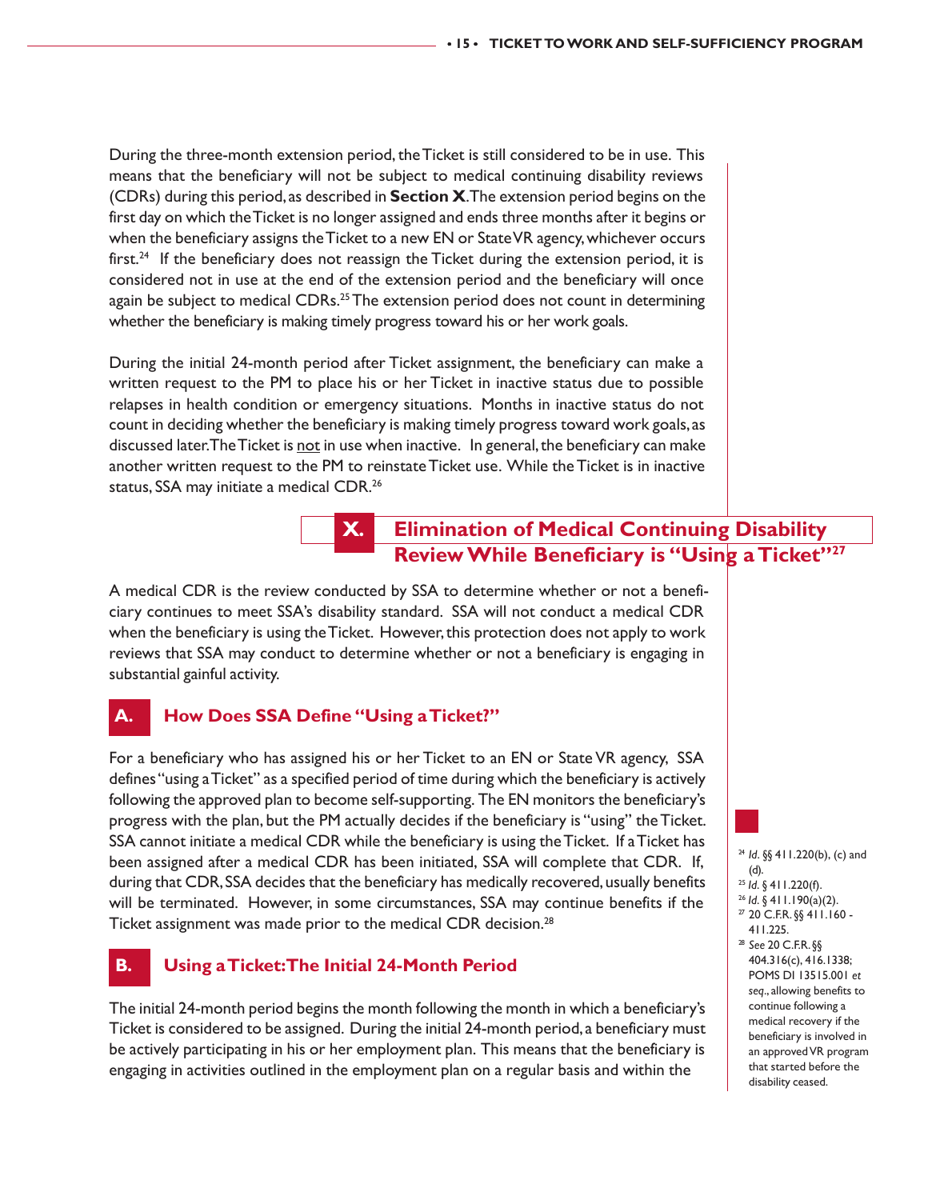During the three-month extension period, the Ticket is still considered to be in use. This means that the beneficiary will not be subject to medical continuing disability reviews (CDRs) during this period, as described in **Section X**. The extension period begins on the first day on which the Ticket is no longer assigned and ends three months after it begins or when the beneficiary assigns the Ticket to a new EN or State VR agency, whichever occurs first.[24] If the beneficiary does not reassign the Ticket during the extension period, it is considered not in use at the end of the extension period and the beneficiary will once again be subject to medical CDRs.[25] The extension period does not count in determining whether the beneficiary is making timely progress toward his or her work goals.

During the initial 24-month period after Ticket assignment, the beneficiary can make a written request to the PM to place his or her Ticket in inactive status due to possible relapses in health condition or emergency situations. Months in inactive status do not count in deciding whether the beneficiary is making timely progress toward work goals, as discussed later. The Ticket is <u>not</u> in use when inactive. In general, the beneficiary can make another written request to the PM to reinstate Ticket use. While the Ticket is in inactive status, SSA may initiate a medical CDR.[26]

## X. Elimination of Medical Continuing Disability Review While Beneficiary is "Using a Ticket"[27]

A medical CDR is the review conducted by SSA to determine whether or not a beneficiary continues to meet SSA's disability standard. SSA will not conduct a medical CDR when the beneficiary is using the Ticket. However, this protection does not apply to work reviews that SSA may conduct to determine whether or not a beneficiary is engaging in substantial gainful activity.

### A. How Does SSA Define "Using a Ticket?"

For a beneficiary who has assigned his or her Ticket to an EN or State VR agency, SSA defines "using a Ticket" as a specified period of time during which the beneficiary is actively following the approved plan to become self-supporting. The EN monitors the beneficiary's progress with the plan, but the PM actually decides if the beneficiary is "using" the Ticket. SSA cannot initiate a medical CDR while the beneficiary is using the Ticket. If a Ticket has been assigned after a medical CDR has been initiated, SSA will complete that CDR. If, during that CDR, SSA decides that the beneficiary has medically recovered, usually benefits will be terminated. However, in some circumstances, SSA may continue benefits if the Ticket assignment was made prior to the medical CDR decision.[28]

### B. Using a Ticket: The Initial 24-Month Period

The initial 24-month period begins the month following the month in which a beneficiary's Ticket is considered to be assigned. During the initial 24-month period, a beneficiary must be actively participating in his or her employment plan. This means that the beneficiary is engaging in activities outlined in the employment plan on a regular basis and within the

---

[24] *Id.* §§ 411.220(b), (c) and (d).

[25] *Id.* § 411.220(f).

[26] *Id.* § 411.190(a)(2).

[27] 20 C.F.R. §§ 411.160 - 411.225.

[28] *See* 20 C.F.R. §§ 404.316(c), 416.1338; POMS DI 13515.001 *et seq.*, allowing benefits to continue following a medical recovery if the beneficiary is involved in an approved VR program that started before the disability ceased.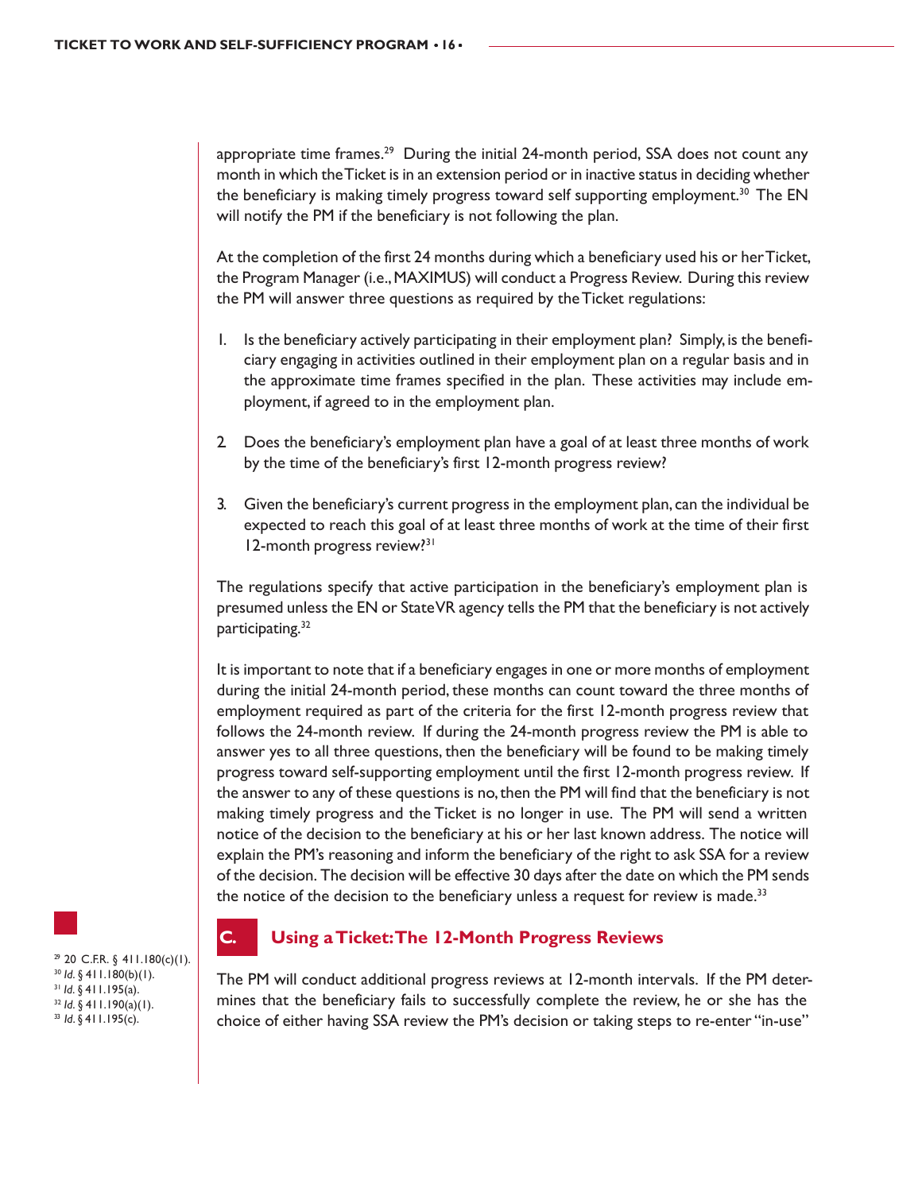appropriate time frames.[29] During the initial 24-month period, SSA does not count any month in which the Ticket is in an extension period or in inactive status in deciding whether the beneficiary is making timely progress toward self supporting employment.[30] The EN will notify the PM if the beneficiary is not following the plan.

At the completion of the first 24 months during which a beneficiary used his or her Ticket, the Program Manager (i.e., MAXIMUS) will conduct a Progress Review. During this review the PM will answer three questions as required by the Ticket regulations:

1. Is the beneficiary actively participating in their employment plan? Simply, is the beneficiary engaging in activities outlined in their employment plan on a regular basis and in the approximate time frames specified in the plan. These activities may include employment, if agreed to in the employment plan.

2. Does the beneficiary's employment plan have a goal of at least three months of work by the time of the beneficiary's first 12-month progress review?

3. Given the beneficiary's current progress in the employment plan, can the individual be expected to reach this goal of at least three months of work at the time of their first 12-month progress review?[31]

The regulations specify that active participation in the beneficiary's employment plan is presumed unless the EN or State VR agency tells the PM that the beneficiary is not actively participating.[32]

It is important to note that if a beneficiary engages in one or more months of employment during the initial 24-month period, these months can count toward the three months of employment required as part of the criteria for the first 12-month progress review that follows the 24-month review. If during the 24-month progress review the PM is able to answer yes to all three questions, then the beneficiary will be found to be making timely progress toward self-supporting employment until the first 12-month progress review. If the answer to any of these questions is no, then the PM will find that the beneficiary is not making timely progress and the Ticket is no longer in use. The PM will send a written notice of the decision to the beneficiary at his or her last known address. The notice will explain the PM's reasoning and inform the beneficiary of the right to ask SSA for a review of the decision. The decision will be effective 30 days after the date on which the PM sends the notice of the decision to the beneficiary unless a request for review is made.[33]

## C. Using a Ticket: The 12-Month Progress Reviews

The PM will conduct additional progress reviews at 12-month intervals. If the PM determines that the beneficiary fails to successfully complete the review, he or she has the choice of either having SSA review the PM's decision or taking steps to re-enter "in-use"

[29] 20 C.F.R. § 411.180(c)(1).
[30] *Id.* § 411.180(b)(1).
[31] *Id.* § 411.195(a).
[32] *Id.* § 411.190(a)(1).
[33] *Id.* § 411.195(c).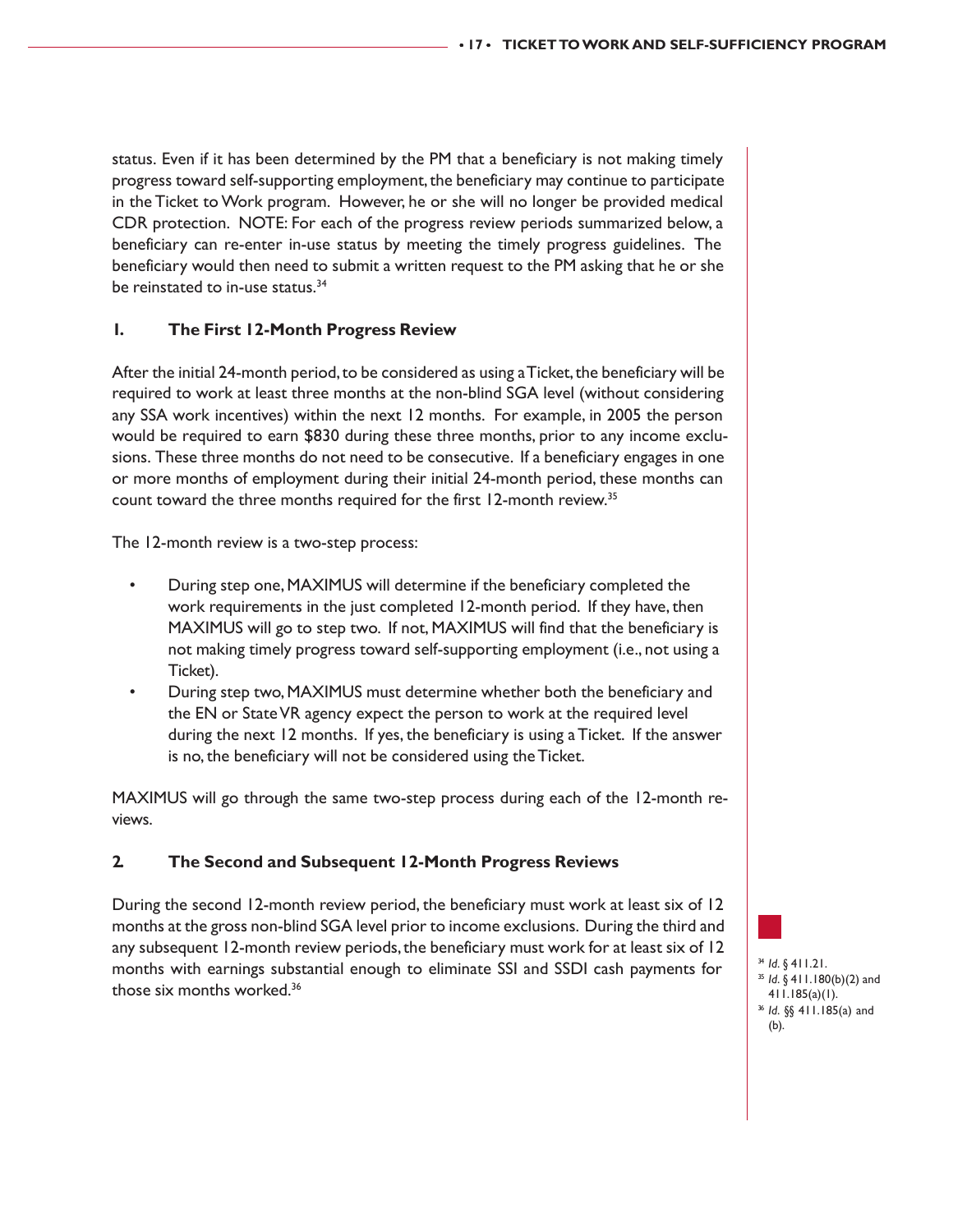status. Even if it has been determined by the PM that a beneficiary is not making timely progress toward self-supporting employment, the beneficiary may continue to participate in the Ticket to Work program. However, he or she will no longer be provided medical CDR protection. NOTE: For each of the progress review periods summarized below, a beneficiary can re-enter in-use status by meeting the timely progress guidelines. The beneficiary would then need to submit a written request to the PM asking that he or she be reinstated to in-use status.[34]

### 1. The First 12-Month Progress Review

After the initial 24-month period, to be considered as using a Ticket, the beneficiary will be required to work at least three months at the non-blind SGA level (without considering any SSA work incentives) within the next 12 months. For example, in 2005 the person would be required to earn $830 during these three months, prior to any income exclusions. These three months do not need to be consecutive. If a beneficiary engages in one or more months of employment during their initial 24-month period, these months can count toward the three months required for the first 12-month review.[35]

The 12-month review is a two-step process:

- During step one, MAXIMUS will determine if the beneficiary completed the work requirements in the just completed 12-month period. If they have, then MAXIMUS will go to step two. If not, MAXIMUS will find that the beneficiary is not making timely progress toward self-supporting employment (i.e., not using a Ticket).
- During step two, MAXIMUS must determine whether both the beneficiary and the EN or State VR agency expect the person to work at the required level during the next 12 months. If yes, the beneficiary is using a Ticket. If the answer is no, the beneficiary will not be considered using the Ticket.

MAXIMUS will go through the same two-step process during each of the 12-month reviews.

### 2. The Second and Subsequent 12-Month Progress Reviews

During the second 12-month review period, the beneficiary must work at least six of 12 months at the gross non-blind SGA level prior to income exclusions. During the third and any subsequent 12-month review periods, the beneficiary must work for at least six of 12 months with earnings substantial enough to eliminate SSI and SSDI cash payments for those six months worked.[36]

[34] *Id.* § 411.21.
[35] *Id.* § 411.180(b)(2) and 411.185(a)(1).
[36] *Id.* §§ 411.185(a) and (b).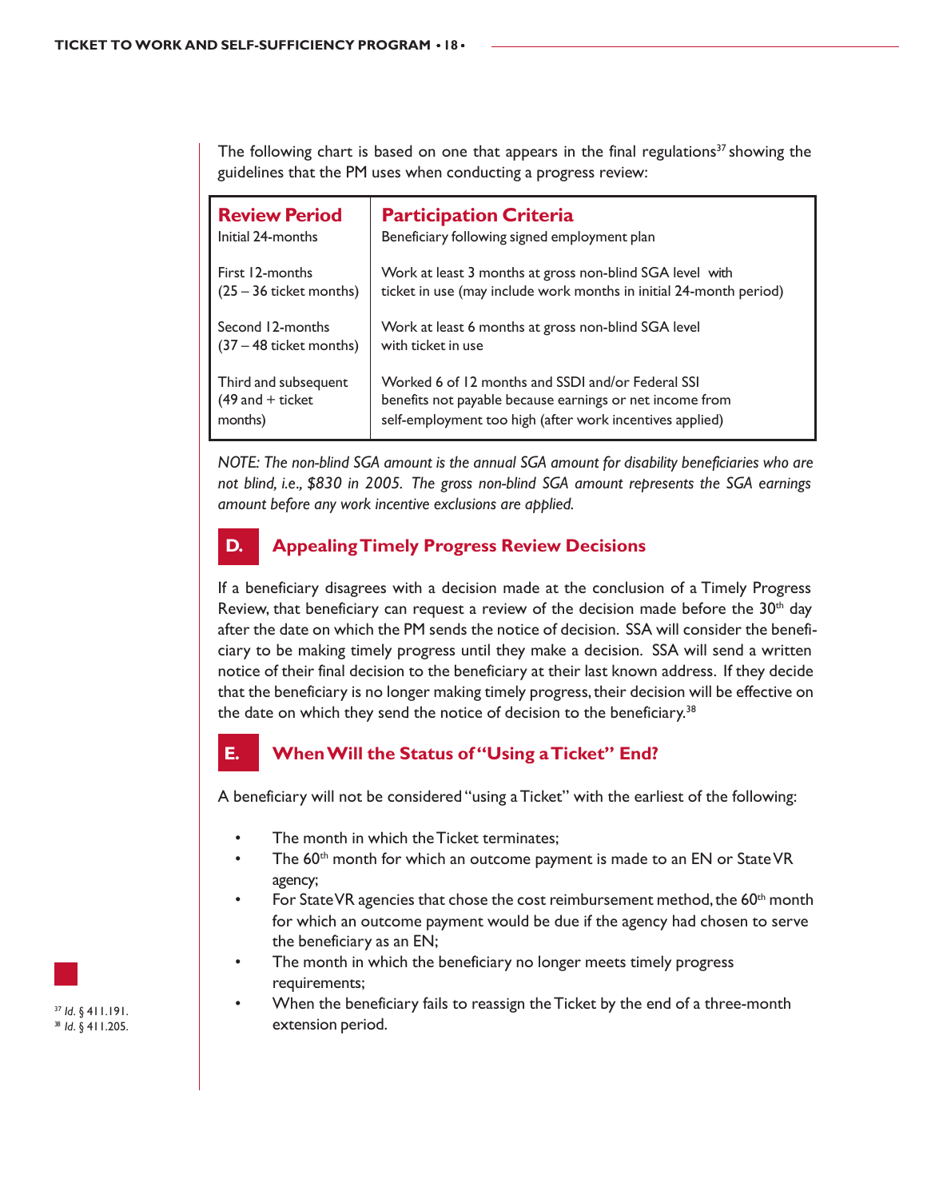The following chart is based on one that appears in the final regulations[37] showing the guidelines that the PM uses when conducting a progress review:

| Review Period | Participation Criteria |
|---|---|
| Initial 24-months | Beneficiary following signed employment plan |
| First 12-months (25 – 36 ticket months) | Work at least 3 months at gross non-blind SGA level with ticket in use (may include work months in initial 24-month period) |
| Second 12-months (37 – 48 ticket months) | Work at least 6 months at gross non-blind SGA level with ticket in use |
| Third and subsequent (49 and + ticket months) | Worked 6 of 12 months and SSDI and/or Federal SSI benefits not payable because earnings or net income from self-employment too high (after work incentives applied) |

*NOTE: The non-blind SGA amount is the annual SGA amount for disability beneficiaries who are not blind, i.e., $830 in 2005. The gross non-blind SGA amount represents the SGA earnings amount before any work incentive exclusions are applied.*

## D. Appealing Timely Progress Review Decisions

If a beneficiary disagrees with a decision made at the conclusion of a Timely Progress Review, that beneficiary can request a review of the decision made before the 30th day after the date on which the PM sends the notice of decision. SSA will consider the beneficiary to be making timely progress until they make a decision. SSA will send a written notice of their final decision to the beneficiary at their last known address. If they decide that the beneficiary is no longer making timely progress, their decision will be effective on the date on which they send the notice of decision to the beneficiary.[38]

## E. When Will the Status of "Using a Ticket" End?

A beneficiary will not be considered "using a Ticket" with the earliest of the following:

- The month in which the Ticket terminates;
- The 60th month for which an outcome payment is made to an EN or State VR agency;
- For State VR agencies that chose the cost reimbursement method, the 60th month for which an outcome payment would be due if the agency had chosen to serve the beneficiary as an EN;
- The month in which the beneficiary no longer meets timely progress requirements;
- When the beneficiary fails to reassign the Ticket by the end of a three-month extension period.

[37] *Id.* § 411.191.
[38] *Id.* § 411.205.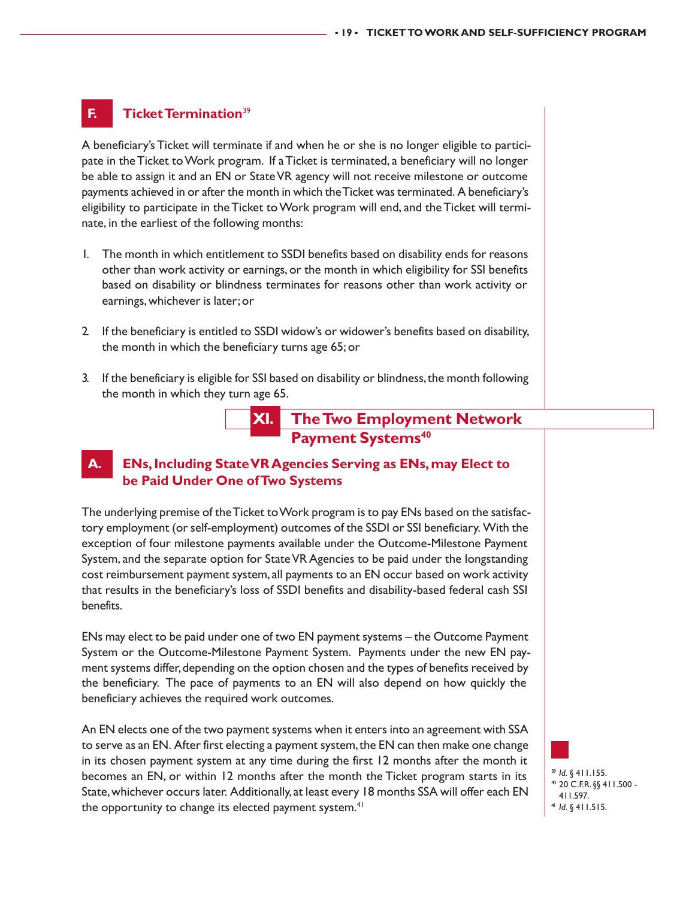### F. Ticket Termination[39]

A beneficiary's Ticket will terminate if and when he or she is no longer eligible to participate in the Ticket to Work program. If a Ticket is terminated, a beneficiary will no longer be able to assign it and an EN or State VR agency will not receive milestone or outcome payments achieved in or after the month in which the Ticket was terminated. A beneficiary's eligibility to participate in the Ticket to Work program will end, and the Ticket will terminate, in the earliest of the following months:

1. The month in which entitlement to SSDI benefits based on disability ends for reasons other than work activity or earnings, or the month in which eligibility for SSI benefits based on disability or blindness terminates for reasons other than work activity or earnings, whichever is later; or

2. If the beneficiary is entitled to SSDI widow's or widower's benefits based on disability, the month in which the beneficiary turns age 65; or

3. If the beneficiary is eligible for SSI based on disability or blindness, the month following the month in which they turn age 65.

## XI. The Two Employment Network Payment Systems[40]

### A. ENs, Including State VR Agencies Serving as ENs, may Elect to be Paid Under One of Two Systems

The underlying premise of the Ticket to Work program is to pay ENs based on the satisfactory employment (or self-employment) outcomes of the SSDI or SSI beneficiary. With the exception of four milestone payments available under the Outcome-Milestone Payment System, and the separate option for State VR Agencies to be paid under the longstanding cost reimbursement payment system, all payments to an EN occur based on work activity that results in the beneficiary's loss of SSDI benefits and disability-based federal cash SSI benefits.

ENs may elect to be paid under one of two EN payment systems – the Outcome Payment System or the Outcome-Milestone Payment System. Payments under the new EN payment systems differ, depending on the option chosen and the types of benefits received by the beneficiary. The pace of payments to an EN will also depend on how quickly the beneficiary achieves the required work outcomes.

An EN elects one of the two payment systems when it enters into an agreement with SSA to serve as an EN. After first electing a payment system, the EN can then make one change in its chosen payment system at any time during the first 12 months after the month it becomes an EN, or within 12 months after the month the Ticket program starts in its State, whichever occurs later. Additionally, at least every 18 months SSA will offer each EN the opportunity to change its elected payment system.[41]

---

[39] *Id.* § 411.155.
[40] 20 C.F.R. §§ 411.500 - 411.597.
[41] *Id.* § 411.515.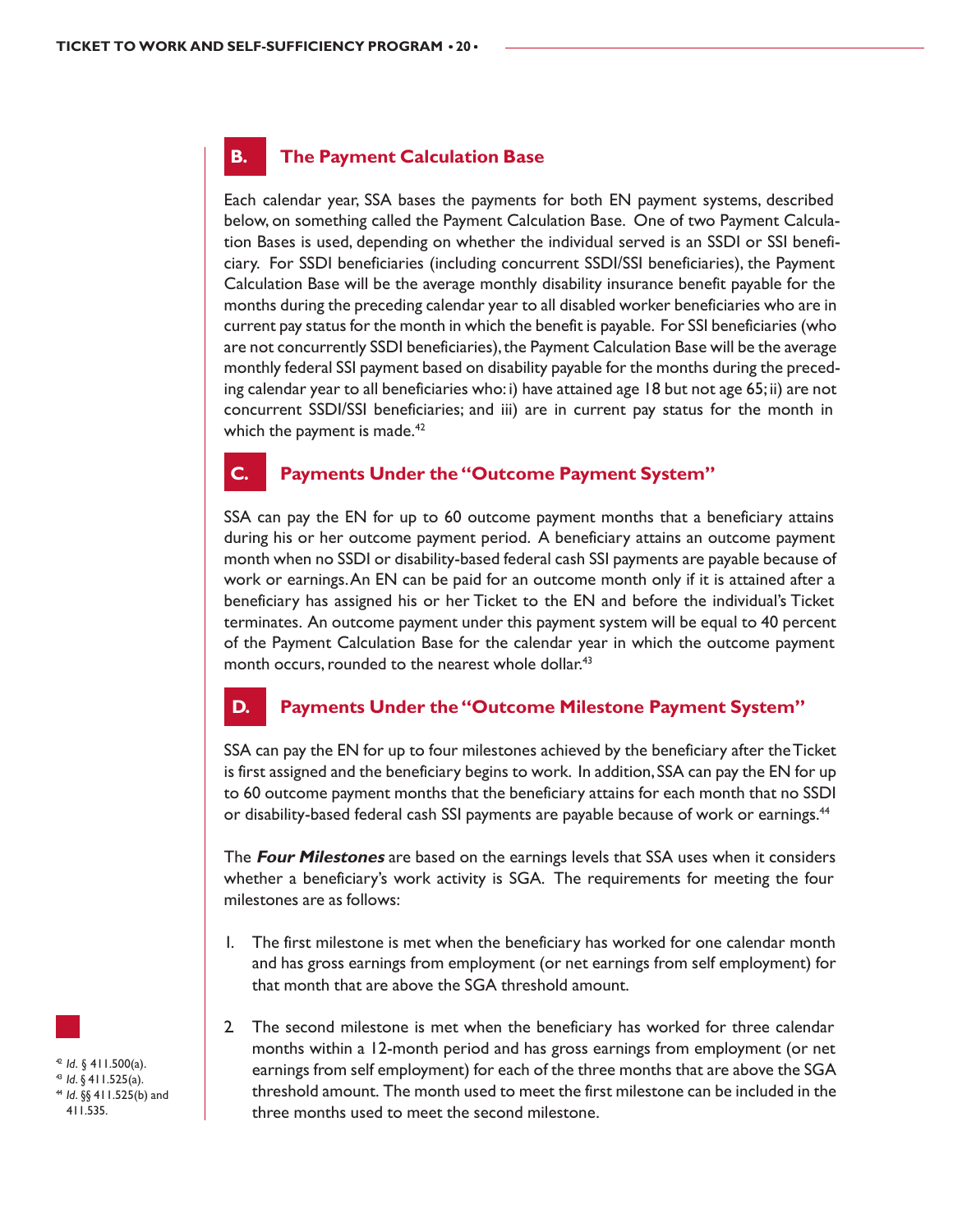## B. The Payment Calculation Base

Each calendar year, SSA bases the payments for both EN payment systems, described below, on something called the Payment Calculation Base. One of two Payment Calculation Bases is used, depending on whether the individual served is an SSDI or SSI beneficiary. For SSDI beneficiaries (including concurrent SSDI/SSI beneficiaries), the Payment Calculation Base will be the average monthly disability insurance benefit payable for the months during the preceding calendar year to all disabled worker beneficiaries who are in current pay status for the month in which the benefit is payable. For SSI beneficiaries (who are not concurrently SSDI beneficiaries), the Payment Calculation Base will be the average monthly federal SSI payment based on disability payable for the months during the preceding calendar year to all beneficiaries who: i) have attained age 18 but not age 65; ii) are not concurrent SSDI/SSI beneficiaries; and iii) are in current pay status for the month in which the payment is made.[42]

## C. Payments Under the "Outcome Payment System"

SSA can pay the EN for up to 60 outcome payment months that a beneficiary attains during his or her outcome payment period. A beneficiary attains an outcome payment month when no SSDI or disability-based federal cash SSI payments are payable because of work or earnings. An EN can be paid for an outcome month only if it is attained after a beneficiary has assigned his or her Ticket to the EN and before the individual's Ticket terminates. An outcome payment under this payment system will be equal to 40 percent of the Payment Calculation Base for the calendar year in which the outcome payment month occurs, rounded to the nearest whole dollar.[43]

## D. Payments Under the "Outcome Milestone Payment System"

SSA can pay the EN for up to four milestones achieved by the beneficiary after the Ticket is first assigned and the beneficiary begins to work. In addition, SSA can pay the EN for up to 60 outcome payment months that the beneficiary attains for each month that no SSDI or disability-based federal cash SSI payments are payable because of work or earnings.[44]

The ***Four Milestones*** are based on the earnings levels that SSA uses when it considers whether a beneficiary's work activity is SGA. The requirements for meeting the four milestones are as follows:

1. The first milestone is met when the beneficiary has worked for one calendar month and has gross earnings from employment (or net earnings from self employment) for that month that are above the SGA threshold amount.

2. The second milestone is met when the beneficiary has worked for three calendar months within a 12-month period and has gross earnings from employment (or net earnings from self employment) for each of the three months that are above the SGA threshold amount. The month used to meet the first milestone can be included in the three months used to meet the second milestone.

---

[42] *Id.* § 411.500(a).
[43] *Id.* § 411.525(a).
[44] *Id.* §§ 411.525(b) and 411.535.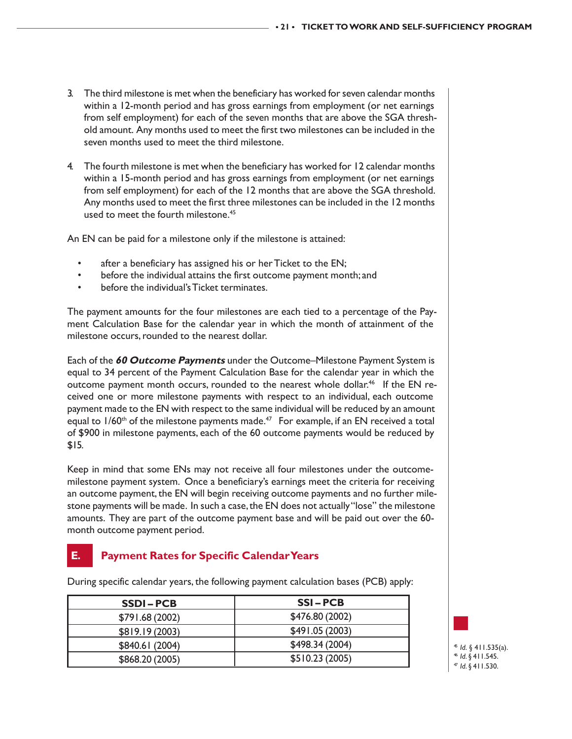3. The third milestone is met when the beneficiary has worked for seven calendar months within a 12-month period and has gross earnings from employment (or net earnings from self employment) for each of the seven months that are above the SGA threshold amount. Any months used to meet the first two milestones can be included in the seven months used to meet the third milestone.

4. The fourth milestone is met when the beneficiary has worked for 12 calendar months within a 15-month period and has gross earnings from employment (or net earnings from self employment) for each of the 12 months that are above the SGA threshold. Any months used to meet the first three milestones can be included in the 12 months used to meet the fourth milestone.[45]

An EN can be paid for a milestone only if the milestone is attained:

- after a beneficiary has assigned his or her Ticket to the EN;
- before the individual attains the first outcome payment month; and
- before the individual's Ticket terminates.

The payment amounts for the four milestones are each tied to a percentage of the Payment Calculation Base for the calendar year in which the month of attainment of the milestone occurs, rounded to the nearest dollar.

Each of the ***60 Outcome Payments*** under the Outcome–Milestone Payment System is equal to 34 percent of the Payment Calculation Base for the calendar year in which the outcome payment month occurs, rounded to the nearest whole dollar.[46] If the EN received one or more milestone payments with respect to an individual, each outcome payment made to the EN with respect to the same individual will be reduced by an amount equal to 1/60th of the milestone payments made.[47] For example, if an EN received a total of $900 in milestone payments, each of the 60 outcome payments would be reduced by $15.

Keep in mind that some ENs may not receive all four milestones under the outcome-milestone payment system. Once a beneficiary's earnings meet the criteria for receiving an outcome payment, the EN will begin receiving outcome payments and no further milestone payments will be made. In such a case, the EN does not actually "lose" the milestone amounts. They are part of the outcome payment base and will be paid out over the 60-month outcome payment period.

## E. Payment Rates for Specific Calendar Years

During specific calendar years, the following payment calculation bases (PCB) apply:

| SSDI – PCB | SSI – PCB |
|---|---|
| $791.68 (2002) | $476.80 (2002) |
| $819.19 (2003) | $491.05 (2003) |
| $840.61 (2004) | $498.34 (2004) |
| $868.20 (2005) | $510.23 (2005) |

[45] *Id.* § 411.535(a).
[46] *Id.* § 411.545.
[47] *Id.* § 411.530.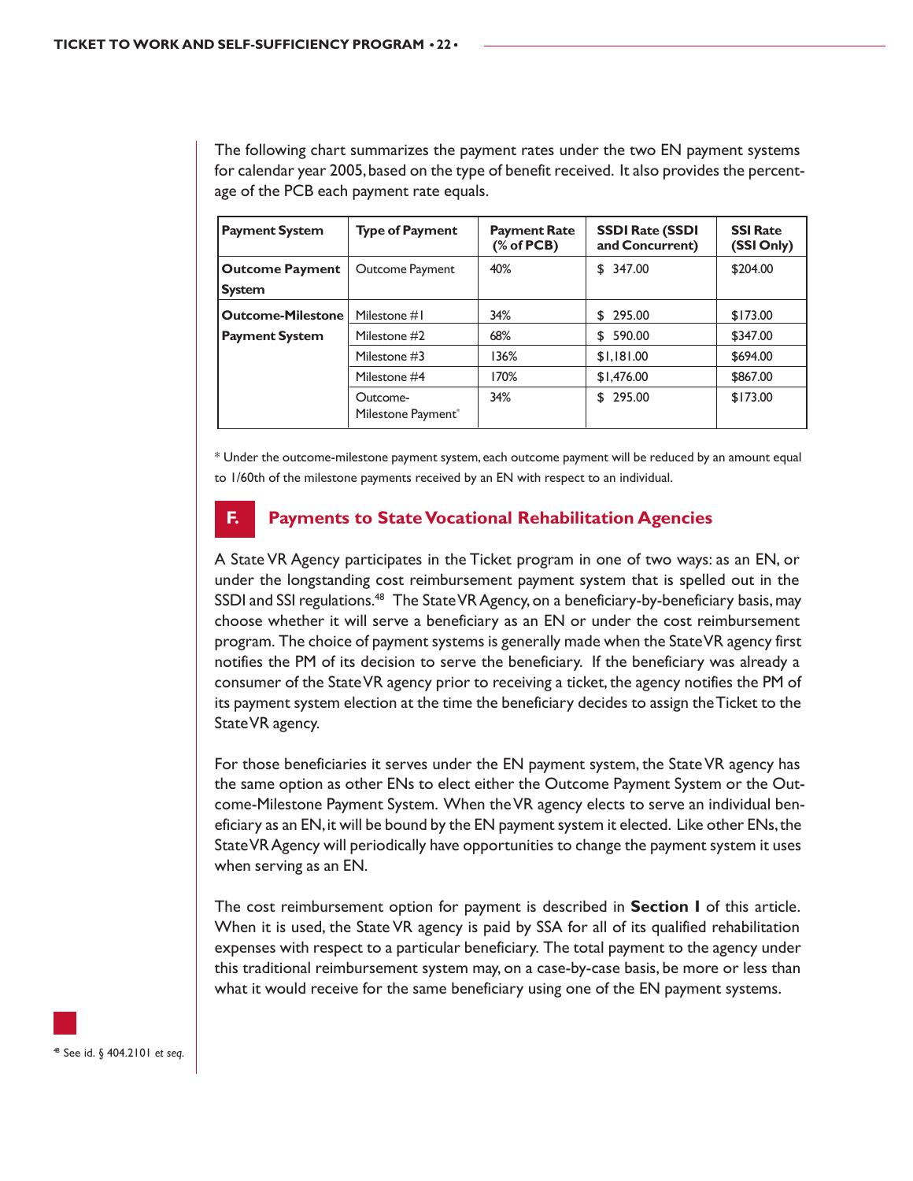The following chart summarizes the payment rates under the two EN payment systems for calendar year 2005, based on the type of benefit received. It also provides the percentage of the PCB each payment rate equals.

| Payment System | Type of Payment | Payment Rate (% of PCB) | SSDI Rate (SSDI and Concurrent) | SSI Rate (SSI Only) |
|---|---|---|---|---|
| **Outcome Payment System** | Outcome Payment | 40% | $ 347.00 | $204.00 |
| **Outcome-Milestone Payment System** | Milestone #1 | 34% | $ 295.00 | $173.00 |
| | Milestone #2 | 68% | $ 590.00 | $347.00 |
| | Milestone #3 | 136% | $1,181.00 | $694.00 |
| | Milestone #4 | 170% | $1,476.00 | $867.00 |
| | Outcome-Milestone Payment* | 34% | $ 295.00 | $173.00 |

\* Under the outcome-milestone payment system, each outcome payment will be reduced by an amount equal to 1/60th of the milestone payments received by an EN with respect to an individual.

## F. Payments to State Vocational Rehabilitation Agencies

A State VR Agency participates in the Ticket program in one of two ways: as an EN, or under the longstanding cost reimbursement payment system that is spelled out in the SSDI and SSI regulations.[48] The State VR Agency, on a beneficiary-by-beneficiary basis, may choose whether it will serve a beneficiary as an EN or under the cost reimbursement program. The choice of payment systems is generally made when the State VR agency first notifies the PM of its decision to serve the beneficiary. If the beneficiary was already a consumer of the State VR agency prior to receiving a ticket, the agency notifies the PM of its payment system election at the time the beneficiary decides to assign the Ticket to the State VR agency.

For those beneficiaries it serves under the EN payment system, the State VR agency has the same option as other ENs to elect either the Outcome Payment System or the Outcome-Milestone Payment System. When the VR agency elects to serve an individual beneficiary as an EN, it will be bound by the EN payment system it elected. Like other ENs, the State VR Agency will periodically have opportunities to change the payment system it uses when serving as an EN.

The cost reimbursement option for payment is described in **Section I** of this article. When it is used, the State VR agency is paid by SSA for all of its qualified rehabilitation expenses with respect to a particular beneficiary. The total payment to the agency under this traditional reimbursement system may, on a case-by-case basis, be more or less than what it would receive for the same beneficiary using one of the EN payment systems.

[48] See id. § 404.2101 *et seq.*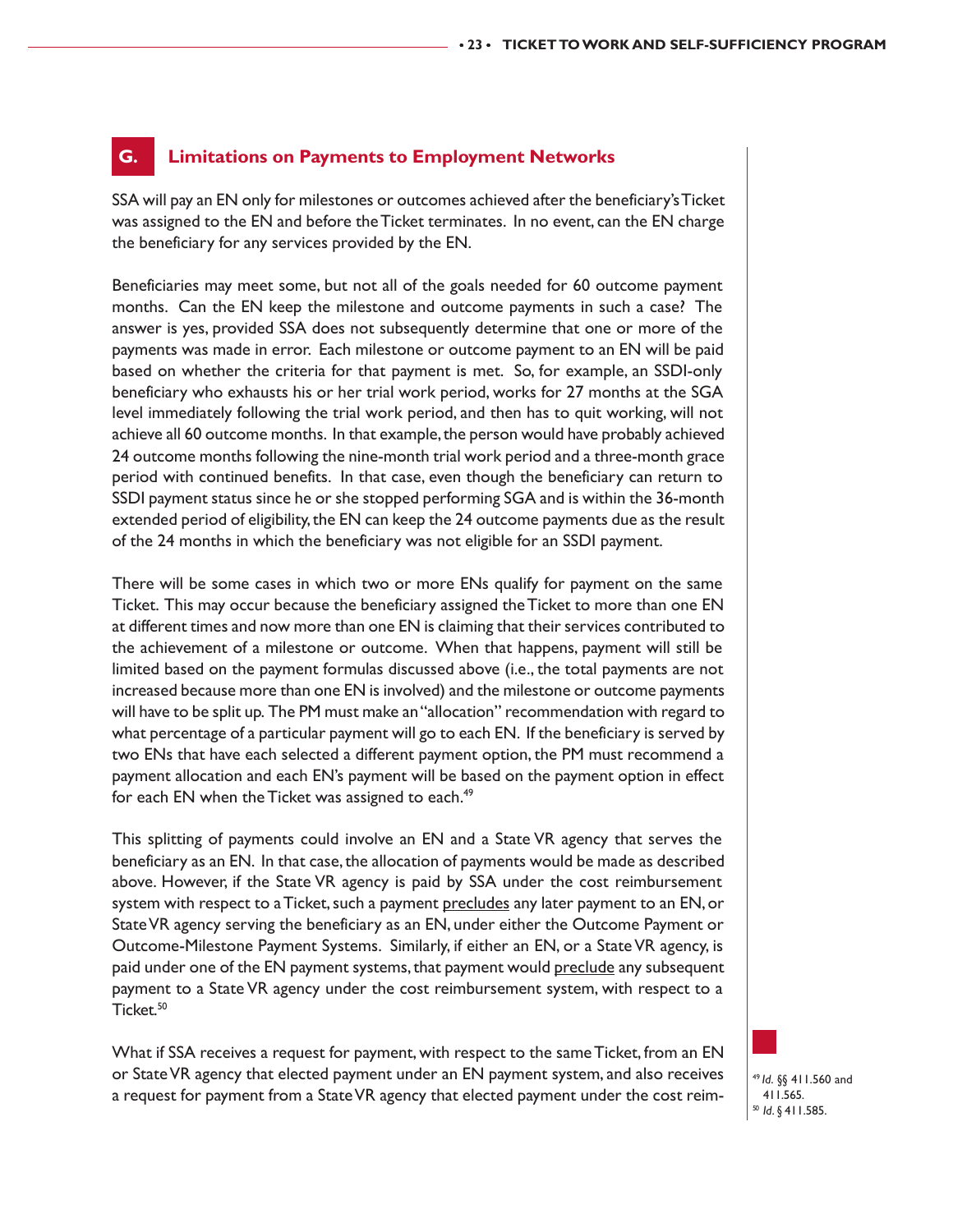## G. Limitations on Payments to Employment Networks

SSA will pay an EN only for milestones or outcomes achieved after the beneficiary's Ticket was assigned to the EN and before the Ticket terminates. In no event, can the EN charge the beneficiary for any services provided by the EN.

Beneficiaries may meet some, but not all of the goals needed for 60 outcome payment months. Can the EN keep the milestone and outcome payments in such a case? The answer is yes, provided SSA does not subsequently determine that one or more of the payments was made in error. Each milestone or outcome payment to an EN will be paid based on whether the criteria for that payment is met. So, for example, an SSDI-only beneficiary who exhausts his or her trial work period, works for 27 months at the SGA level immediately following the trial work period, and then has to quit working, will not achieve all 60 outcome months. In that example, the person would have probably achieved 24 outcome months following the nine-month trial work period and a three-month grace period with continued benefits. In that case, even though the beneficiary can return to SSDI payment status since he or she stopped performing SGA and is within the 36-month extended period of eligibility, the EN can keep the 24 outcome payments due as the result of the 24 months in which the beneficiary was not eligible for an SSDI payment.

There will be some cases in which two or more ENs qualify for payment on the same Ticket. This may occur because the beneficiary assigned the Ticket to more than one EN at different times and now more than one EN is claiming that their services contributed to the achievement of a milestone or outcome. When that happens, payment will still be limited based on the payment formulas discussed above (i.e., the total payments are not increased because more than one EN is involved) and the milestone or outcome payments will have to be split up. The PM must make an "allocation" recommendation with regard to what percentage of a particular payment will go to each EN. If the beneficiary is served by two ENs that have each selected a different payment option, the PM must recommend a payment allocation and each EN's payment will be based on the payment option in effect for each EN when the Ticket was assigned to each.[49]

This splitting of payments could involve an EN and a State VR agency that serves the beneficiary as an EN. In that case, the allocation of payments would be made as described above. However, if the State VR agency is paid by SSA under the cost reimbursement system with respect to a Ticket, such a payment <u>precludes</u> any later payment to an EN, or State VR agency serving the beneficiary as an EN, under either the Outcome Payment or Outcome-Milestone Payment Systems. Similarly, if either an EN, or a State VR agency, is paid under one of the EN payment systems, that payment would <u>preclude</u> any subsequent payment to a State VR agency under the cost reimbursement system, with respect to a Ticket.[50]

What if SSA receives a request for payment, with respect to the same Ticket, from an EN or State VR agency that elected payment under an EN payment system, and also receives a request for payment from a State VR agency that elected payment under the cost reim-

[49] *Id.* §§ 411.560 and 411.565.
[50] *Id.* § 411.585.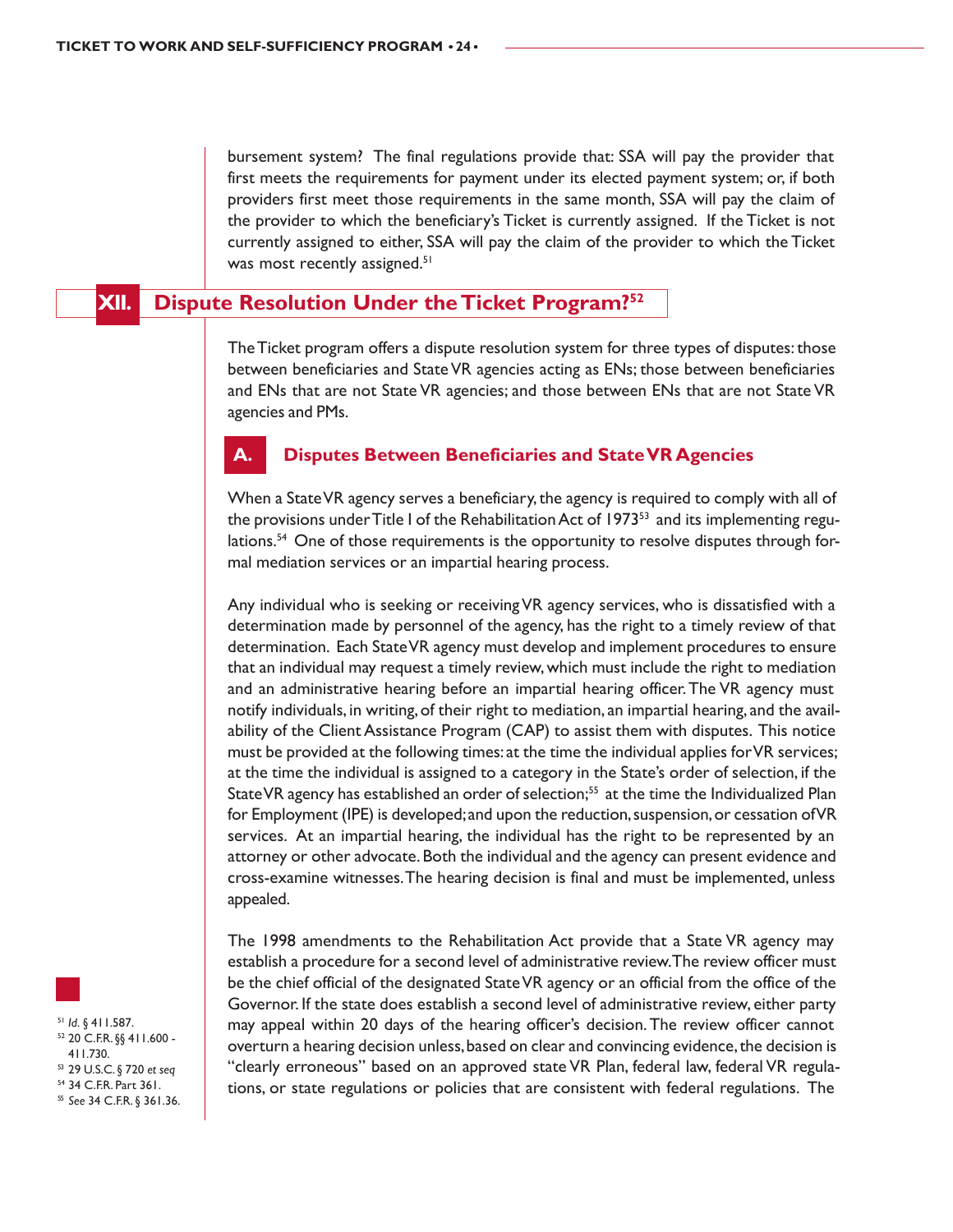bursement system? The final regulations provide that: SSA will pay the provider that first meets the requirements for payment under its elected payment system; or, if both providers first meet those requirements in the same month, SSA will pay the claim of the provider to which the beneficiary's Ticket is currently assigned. If the Ticket is not currently assigned to either, SSA will pay the claim of the provider to which the Ticket was most recently assigned.[51]

## XII. Dispute Resolution Under the Ticket Program?[52]

The Ticket program offers a dispute resolution system for three types of disputes: those between beneficiaries and State VR agencies acting as ENs; those between beneficiaries and ENs that are not State VR agencies; and those between ENs that are not State VR agencies and PMs.

### A. Disputes Between Beneficiaries and State VR Agencies

When a State VR agency serves a beneficiary, the agency is required to comply with all of the provisions under Title I of the Rehabilitation Act of 1973[53] and its implementing regulations.[54] One of those requirements is the opportunity to resolve disputes through formal mediation services or an impartial hearing process.

Any individual who is seeking or receiving VR agency services, who is dissatisfied with a determination made by personnel of the agency, has the right to a timely review of that determination. Each State VR agency must develop and implement procedures to ensure that an individual may request a timely review, which must include the right to mediation and an administrative hearing before an impartial hearing officer. The VR agency must notify individuals, in writing, of their right to mediation, an impartial hearing, and the availability of the Client Assistance Program (CAP) to assist them with disputes. This notice must be provided at the following times: at the time the individual applies for VR services; at the time the individual is assigned to a category in the State's order of selection, if the State VR agency has established an order of selection;[55] at the time the Individualized Plan for Employment (IPE) is developed; and upon the reduction, suspension, or cessation of VR services. At an impartial hearing, the individual has the right to be represented by an attorney or other advocate. Both the individual and the agency can present evidence and cross-examine witnesses. The hearing decision is final and must be implemented, unless appealed.

The 1998 amendments to the Rehabilitation Act provide that a State VR agency may establish a procedure for a second level of administrative review. The review officer must be the chief official of the designated State VR agency or an official from the office of the Governor. If the state does establish a second level of administrative review, either party may appeal within 20 days of the hearing officer's decision. The review officer cannot overturn a hearing decision unless, based on clear and convincing evidence, the decision is "clearly erroneous" based on an approved state VR Plan, federal law, federal VR regulations, or state regulations or policies that are consistent with federal regulations. The

---

[51] *Id.* § 411.587.
[52] 20 C.F.R. §§ 411.600 - 411.730.
[53] 29 U.S.C. § 720 *et seq*
[54] 34 C.F.R. Part 361.
[55] *See* 34 C.F.R. § 361.36.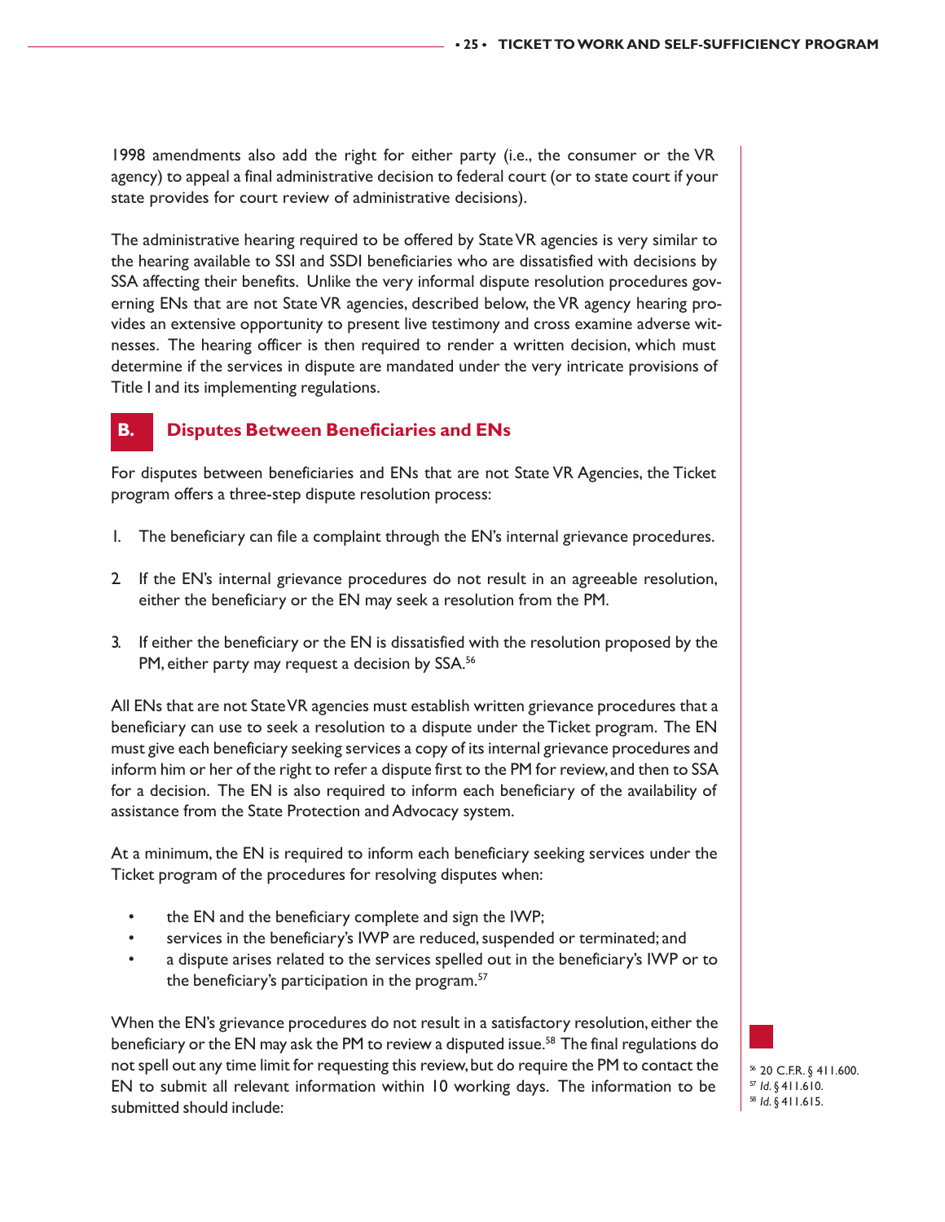1998 amendments also add the right for either party (i.e., the consumer or the VR agency) to appeal a final administrative decision to federal court (or to state court if your state provides for court review of administrative decisions).

The administrative hearing required to be offered by State VR agencies is very similar to the hearing available to SSI and SSDI beneficiaries who are dissatisfied with decisions by SSA affecting their benefits. Unlike the very informal dispute resolution procedures governing ENs that are not State VR agencies, described below, the VR agency hearing provides an extensive opportunity to present live testimony and cross examine adverse witnesses. The hearing officer is then required to render a written decision, which must determine if the services in dispute are mandated under the very intricate provisions of Title I and its implementing regulations.

## B. Disputes Between Beneficiaries and ENs

For disputes between beneficiaries and ENs that are not State VR Agencies, the Ticket program offers a three-step dispute resolution process:

1. The beneficiary can file a complaint through the EN's internal grievance procedures.

2. If the EN's internal grievance procedures do not result in an agreeable resolution, either the beneficiary or the EN may seek a resolution from the PM.

3. If either the beneficiary or the EN is dissatisfied with the resolution proposed by the PM, either party may request a decision by SSA.[56]

All ENs that are not State VR agencies must establish written grievance procedures that a beneficiary can use to seek a resolution to a dispute under the Ticket program. The EN must give each beneficiary seeking services a copy of its internal grievance procedures and inform him or her of the right to refer a dispute first to the PM for review, and then to SSA for a decision. The EN is also required to inform each beneficiary of the availability of assistance from the State Protection and Advocacy system.

At a minimum, the EN is required to inform each beneficiary seeking services under the Ticket program of the procedures for resolving disputes when:

- the EN and the beneficiary complete and sign the IWP;
- services in the beneficiary's IWP are reduced, suspended or terminated; and
- a dispute arises related to the services spelled out in the beneficiary's IWP or to the beneficiary's participation in the program.[57]

When the EN's grievance procedures do not result in a satisfactory resolution, either the beneficiary or the EN may ask the PM to review a disputed issue.[58] The final regulations do not spell out any time limit for requesting this review, but do require the PM to contact the EN to submit all relevant information within 10 working days. The information to be submitted should include:

[56] 20 C.F.R. § 411.600.
[57] *Id.* § 411.610.
[58] *Id.* § 411.615.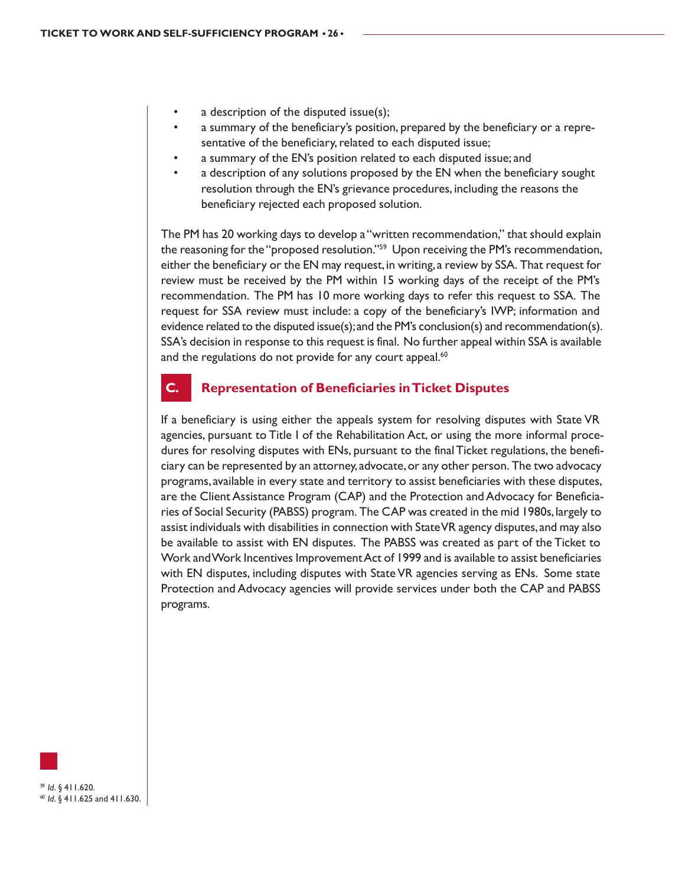- a description of the disputed issue(s);
- a summary of the beneficiary's position, prepared by the beneficiary or a representative of the beneficiary, related to each disputed issue;
- a summary of the EN's position related to each disputed issue; and
- a description of any solutions proposed by the EN when the beneficiary sought resolution through the EN's grievance procedures, including the reasons the beneficiary rejected each proposed solution.

The PM has 20 working days to develop a "written recommendation," that should explain the reasoning for the "proposed resolution."[59] Upon receiving the PM's recommendation, either the beneficiary or the EN may request, in writing, a review by SSA. That request for review must be received by the PM within 15 working days of the receipt of the PM's recommendation. The PM has 10 more working days to refer this request to SSA. The request for SSA review must include: a copy of the beneficiary's IWP; information and evidence related to the disputed issue(s); and the PM's conclusion(s) and recommendation(s). SSA's decision in response to this request is final. No further appeal within SSA is available and the regulations do not provide for any court appeal.[60]

## C. Representation of Beneficiaries in Ticket Disputes

If a beneficiary is using either the appeals system for resolving disputes with State VR agencies, pursuant to Title I of the Rehabilitation Act, or using the more informal procedures for resolving disputes with ENs, pursuant to the final Ticket regulations, the beneficiary can be represented by an attorney, advocate, or any other person. The two advocacy programs, available in every state and territory to assist beneficiaries with these disputes, are the Client Assistance Program (CAP) and the Protection and Advocacy for Beneficiaries of Social Security (PABSS) program. The CAP was created in the mid 1980s, largely to assist individuals with disabilities in connection with State VR agency disputes, and may also be available to assist with EN disputes. The PABSS was created as part of the Ticket to Work and Work Incentives Improvement Act of 1999 and is available to assist beneficiaries with EN disputes, including disputes with State VR agencies serving as ENs. Some state Protection and Advocacy agencies will provide services under both the CAP and PABSS programs.

[59] *Id.* § 411.620.
[60] *Id.* § 411.625 and 411.630.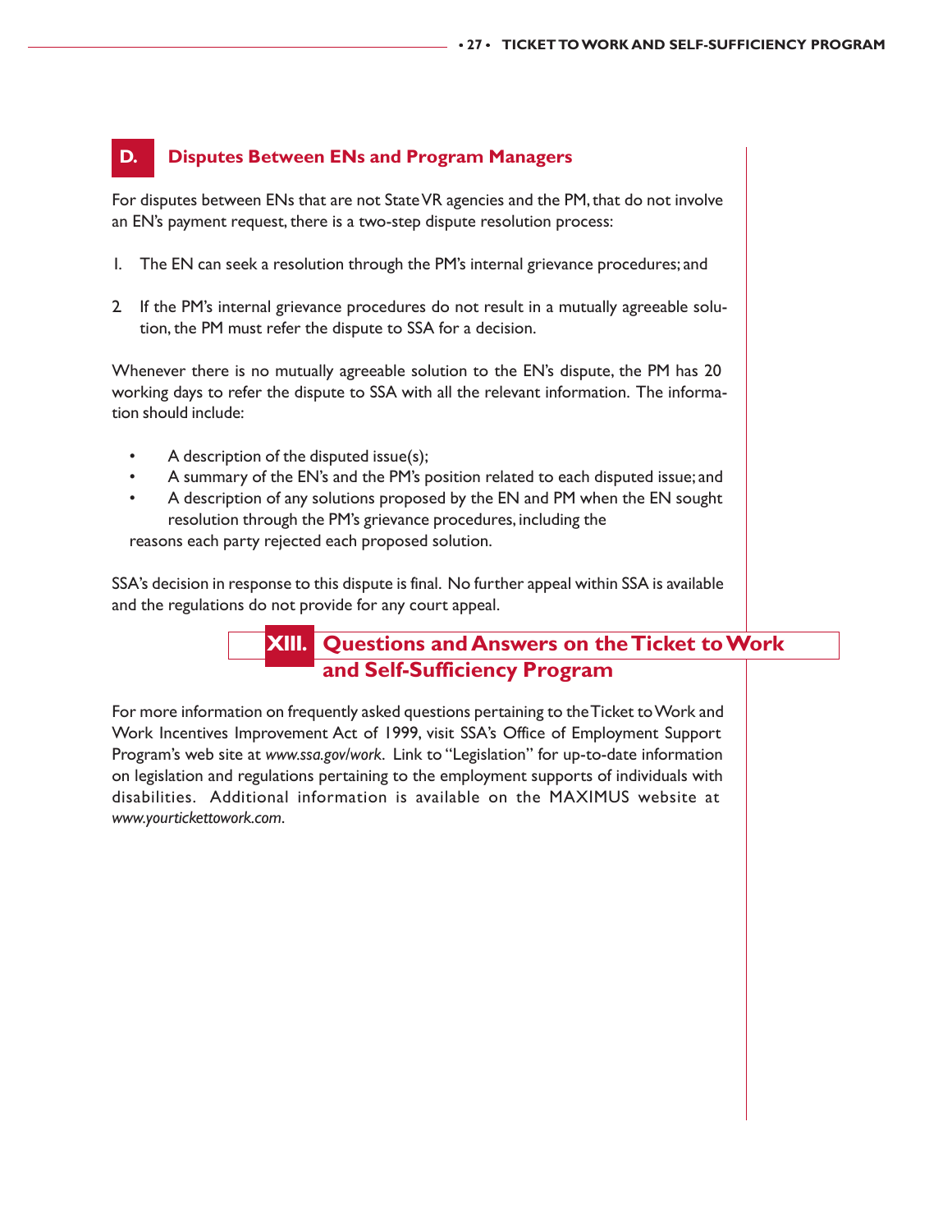### D. Disputes Between ENs and Program Managers

For disputes between ENs that are not State VR agencies and the PM, that do not involve an EN's payment request, there is a two-step dispute resolution process:

1. The EN can seek a resolution through the PM's internal grievance procedures; and

2. If the PM's internal grievance procedures do not result in a mutually agreeable solution, the PM must refer the dispute to SSA for a decision.

Whenever there is no mutually agreeable solution to the EN's dispute, the PM has 20 working days to refer the dispute to SSA with all the relevant information. The information should include:

- A description of the disputed issue(s);
- A summary of the EN's and the PM's position related to each disputed issue; and
- A description of any solutions proposed by the EN and PM when the EN sought resolution through the PM's grievance procedures, including the reasons each party rejected each proposed solution.

SSA's decision in response to this dispute is final. No further appeal within SSA is available and the regulations do not provide for any court appeal.

## XIII. Questions and Answers on the Ticket to Work and Self-Sufficiency Program

For more information on frequently asked questions pertaining to the Ticket to Work and Work Incentives Improvement Act of 1999, visit SSA's Office of Employment Support Program's web site at *www.ssa.gov/work*. Link to "Legislation" for up-to-date information on legislation and regulations pertaining to the employment supports of individuals with disabilities. Additional information is available on the MAXIMUS website at *www.yourtickettowork.com*.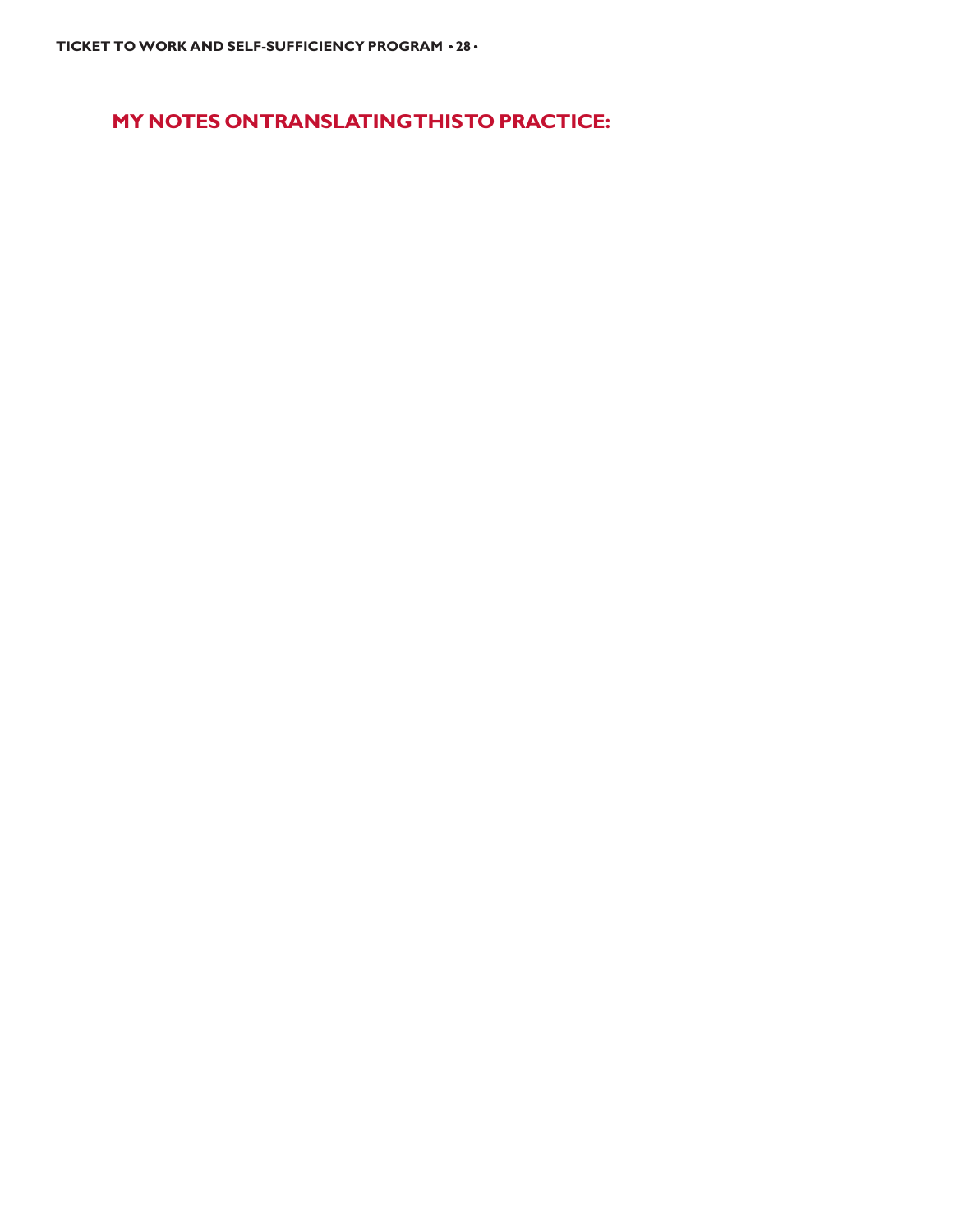## MY NOTES ON TRANSLATING THIS TO PRACTICE: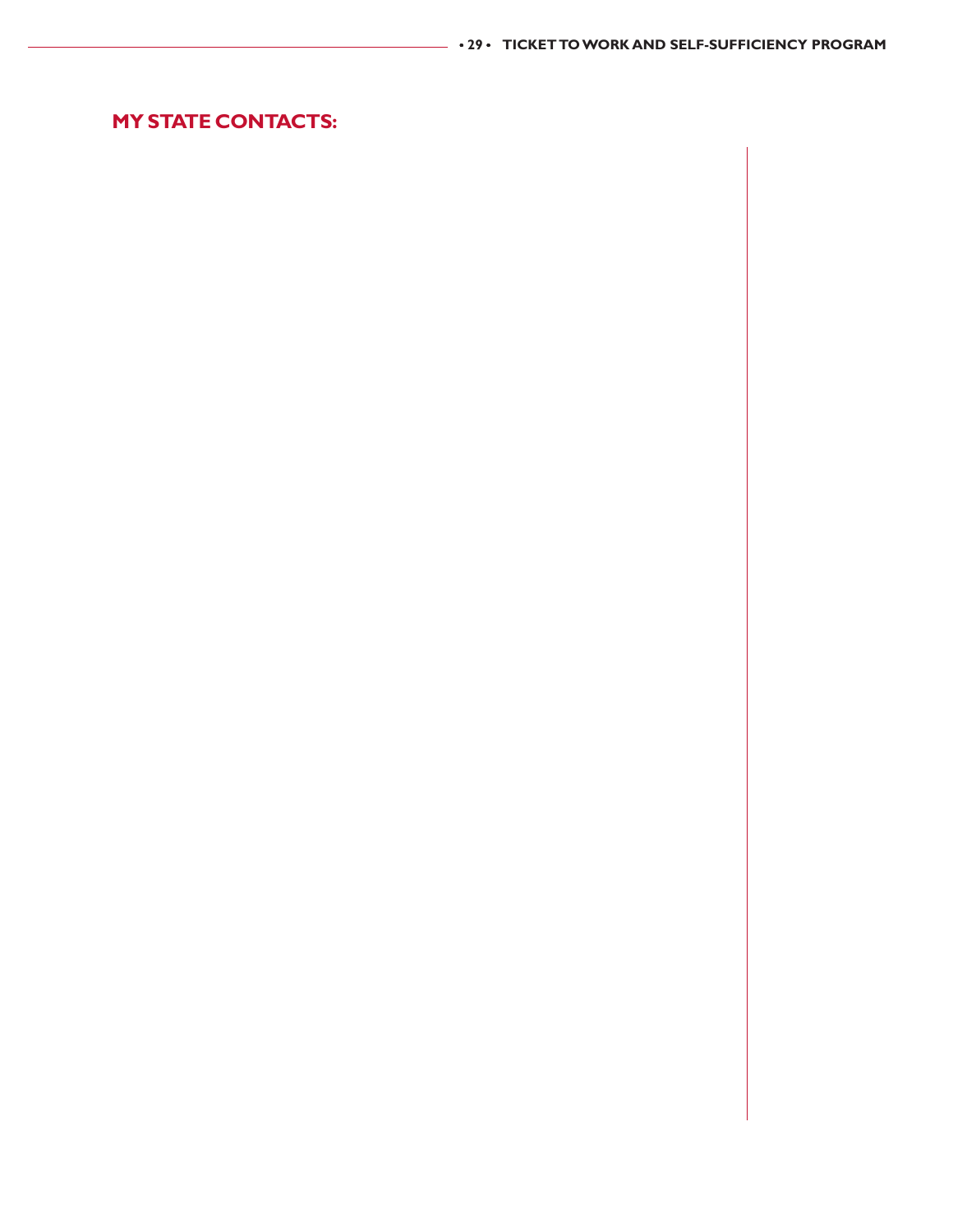## MY STATE CONTACTS: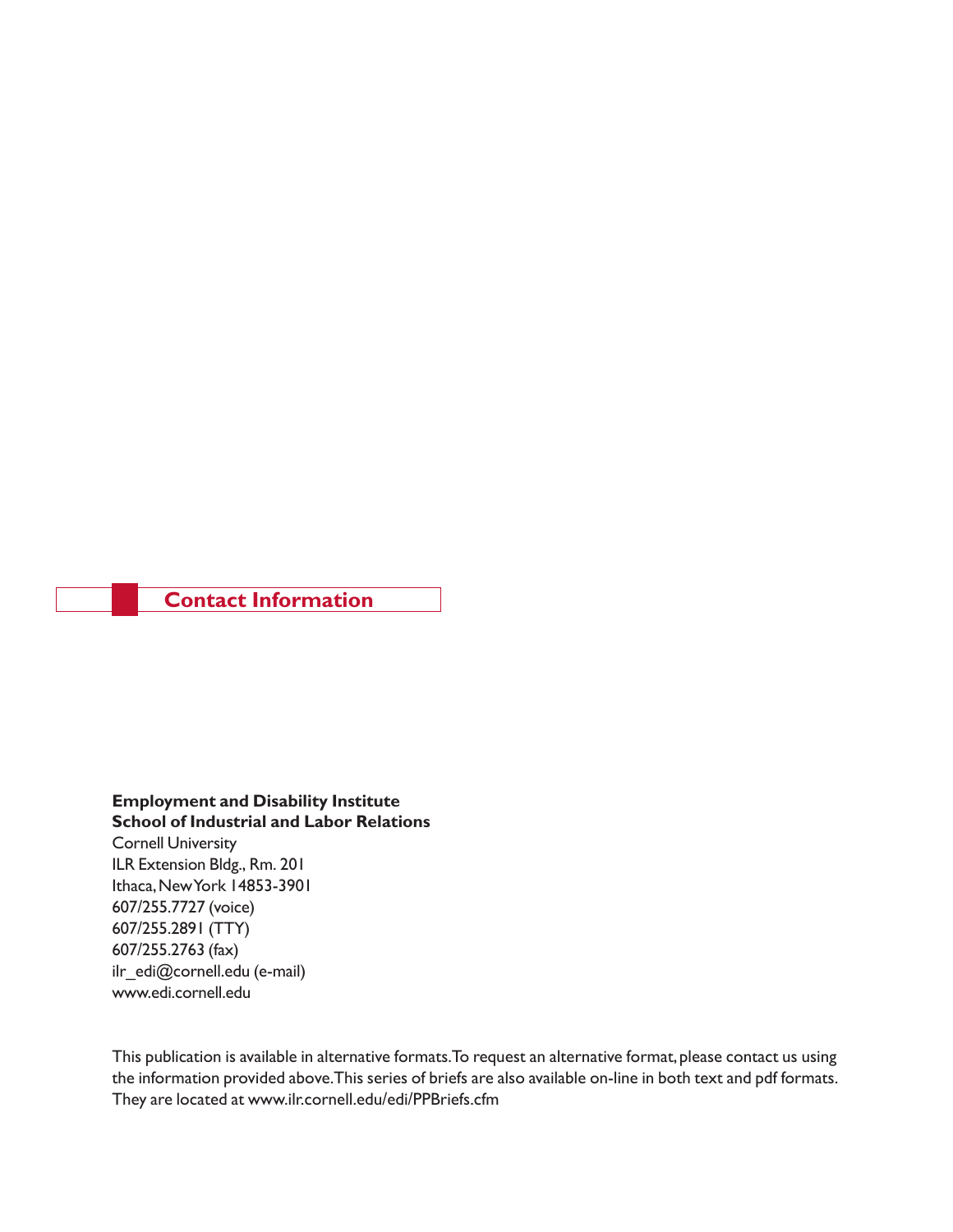## Contact Information

**Employment and Disability Institute**
**School of Industrial and Labor Relations**
Cornell University
ILR Extension Bldg., Rm. 201
Ithaca, New York 14853-3901
607/255.7727 (voice)
607/255.2891 (TTY)
607/255.2763 (fax)
ilr_edi@cornell.edu (e-mail)
www.edi.cornell.edu

This publication is available in alternative formats. To request an alternative format, please contact us using the information provided above. This series of briefs are also available on-line in both text and pdf formats. They are located at www.ilr.cornell.edu/edi/PPBriefs.cfm